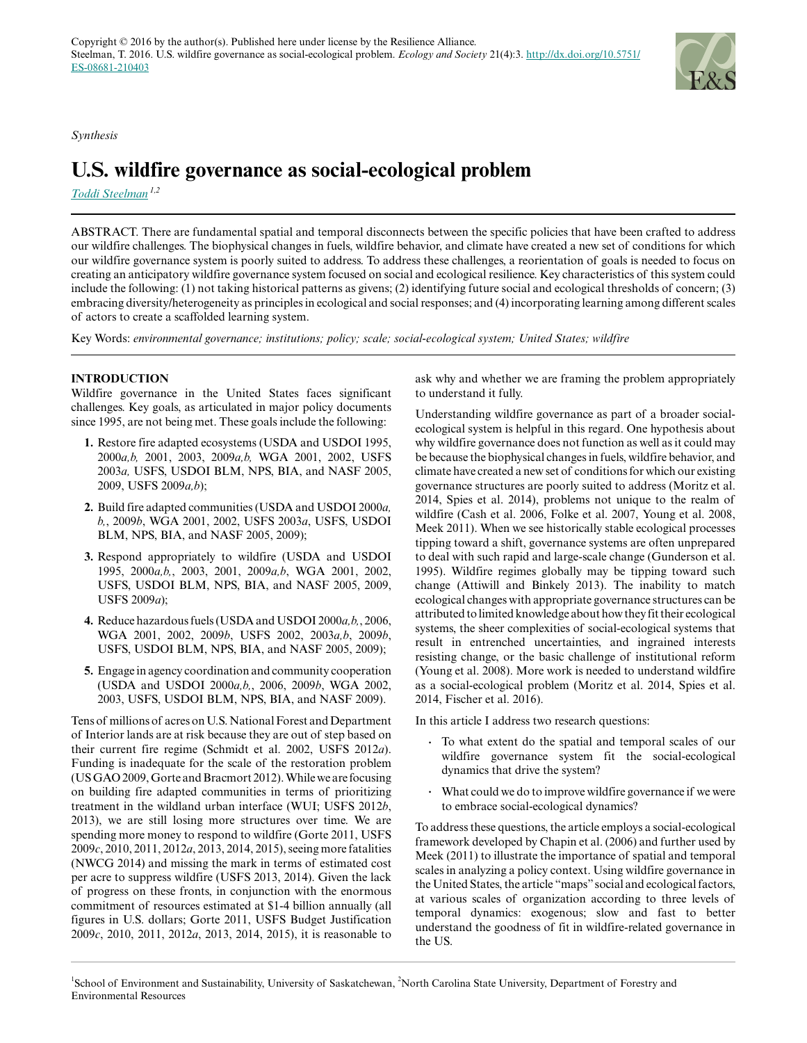Copyright © 2016 by the author(s). Published here under license by the Resilience Alliance.
Steelman, T. 2016. U.S. wildfire governance as social-ecological problem. *Ecology and Society* 21(4):3. http://dx.doi.org/10.5751/ES-08681-210403

*Synthesis*

# U.S. wildfire governance as social-ecological problem

Toddi Steelman [1,2]

ABSTRACT. There are fundamental spatial and temporal disconnects between the specific policies that have been crafted to address our wildfire challenges. The biophysical changes in fuels, wildfire behavior, and climate have created a new set of conditions for which our wildfire governance system is poorly suited to address. To address these challenges, a reorientation of goals is needed to focus on creating an anticipatory wildfire governance system focused on social and ecological resilience. Key characteristics of this system could include the following: (1) not taking historical patterns as givens; (2) identifying future social and ecological thresholds of concern; (3) embracing diversity/heterogeneity as principles in ecological and social responses; and (4) incorporating learning among different scales of actors to create a scaffolded learning system.

Key Words: *environmental governance; institutions; policy; scale; social-ecological system; United States; wildfire*

## INTRODUCTION

Wildfire governance in the United States faces significant challenges. Key goals, as articulated in major policy documents since 1995, are not being met. These goals include the following:

1. Restore fire adapted ecosystems (USDA and USDOI 1995, 2000*a,b,* 2001, 2003, 2009*a,b,* WGA 2001, 2002, USFS 2003*a,* USFS, USDOI BLM, NPS, BIA, and NASF 2005, 2009, USFS 2009*a,b*);
2. Build fire adapted communities (USDA and USDOI 2000*a, b,*, 2009*b*, WGA 2001, 2002, USFS 2003*a*, USFS, USDOI BLM, NPS, BIA, and NASF 2005, 2009);
3. Respond appropriately to wildfire (USDA and USDOI 1995, 2000*a,b,*, 2003, 2001, 2009*a,b*, WGA 2001, 2002, USFS, USDOI BLM, NPS, BIA, and NASF 2005, 2009, USFS 2009*a*);
4. Reduce hazardous fuels (USDA and USDOI 2000*a,b,*, 2006, WGA 2001, 2002, 2009*b*, USFS 2002, 2003*a,b*, 2009*b*, USFS, USDOI BLM, NPS, BIA, and NASF 2005, 2009);
5. Engage in agency coordination and community cooperation (USDA and USDOI 2000*a,b,*, 2006, 2009*b*, WGA 2002, 2003, USFS, USDOI BLM, NPS, BIA, and NASF 2009).

Tens of millions of acres on U.S. National Forest and Department of Interior lands are at risk because they are out of step based on their current fire regime (Schmidt et al. 2002, USFS 2012*a*). Funding is inadequate for the scale of the restoration problem (US GAO 2009, Gorte and Bracmort 2012). While we are focusing on building fire adapted communities in terms of prioritizing treatment in the wildland urban interface (WUI; USFS 2012*b*, 2013), we are still losing more structures over time. We are spending more money to respond to wildfire (Gorte 2011, USFS 2009*c*, 2010, 2011, 2012*a*, 2013, 2014, 2015), seeing more fatalities (NWCG 2014) and missing the mark in terms of estimated cost per acre to suppress wildfire (USFS 2013, 2014). Given the lack of progress on these fronts, in conjunction with the enormous commitment of resources estimated at $1-4 billion annually (all figures in U.S. dollars; Gorte 2011, USFS Budget Justification 2009*c*, 2010, 2011, 2012*a*, 2013, 2014, 2015), it is reasonable to ask why and whether we are framing the problem appropriately to understand it fully.

Understanding wildfire governance as part of a broader social-ecological system is helpful in this regard. One hypothesis about why wildfire governance does not function as well as it could may be because the biophysical changes in fuels, wildfire behavior, and climate have created a new set of conditions for which our existing governance structures are poorly suited to address (Moritz et al. 2014, Spies et al. 2014), problems not unique to the realm of wildfire (Cash et al. 2006, Folke et al. 2007, Young et al. 2008, Meek 2011). When we see historically stable ecological processes tipping toward a shift, governance systems are often unprepared to deal with such rapid and large-scale change (Gunderson et al. 1995). Wildfire regimes globally may be tipping toward such change (Attiwill and Binkely 2013). The inability to match ecological changes with appropriate governance structures can be attributed to limited knowledge about how they fit their ecological systems, the sheer complexities of social-ecological systems that result in entrenched uncertainties, and ingrained interests resisting change, or the basic challenge of institutional reform (Young et al. 2008). More work is needed to understand wildfire as a social-ecological problem (Moritz et al. 2014, Spies et al. 2014, Fischer et al. 2016).

In this article I address two research questions:

- To what extent do the spatial and temporal scales of our wildfire governance system fit the social-ecological dynamics that drive the system?
- What could we do to improve wildfire governance if we were to embrace social-ecological dynamics?

To address these questions, the article employs a social-ecological framework developed by Chapin et al. (2006) and further used by Meek (2011) to illustrate the importance of spatial and temporal scales in analyzing a policy context. Using wildfire governance in the United States, the article "maps" social and ecological factors, at various scales of organization according to three levels of temporal dynamics: exogenous; slow and fast to better understand the goodness of fit in wildfire-related governance in the US.

[1] School of Environment and Sustainability, University of Saskatchewan, [2] North Carolina State University, Department of Forestry and Environmental Resources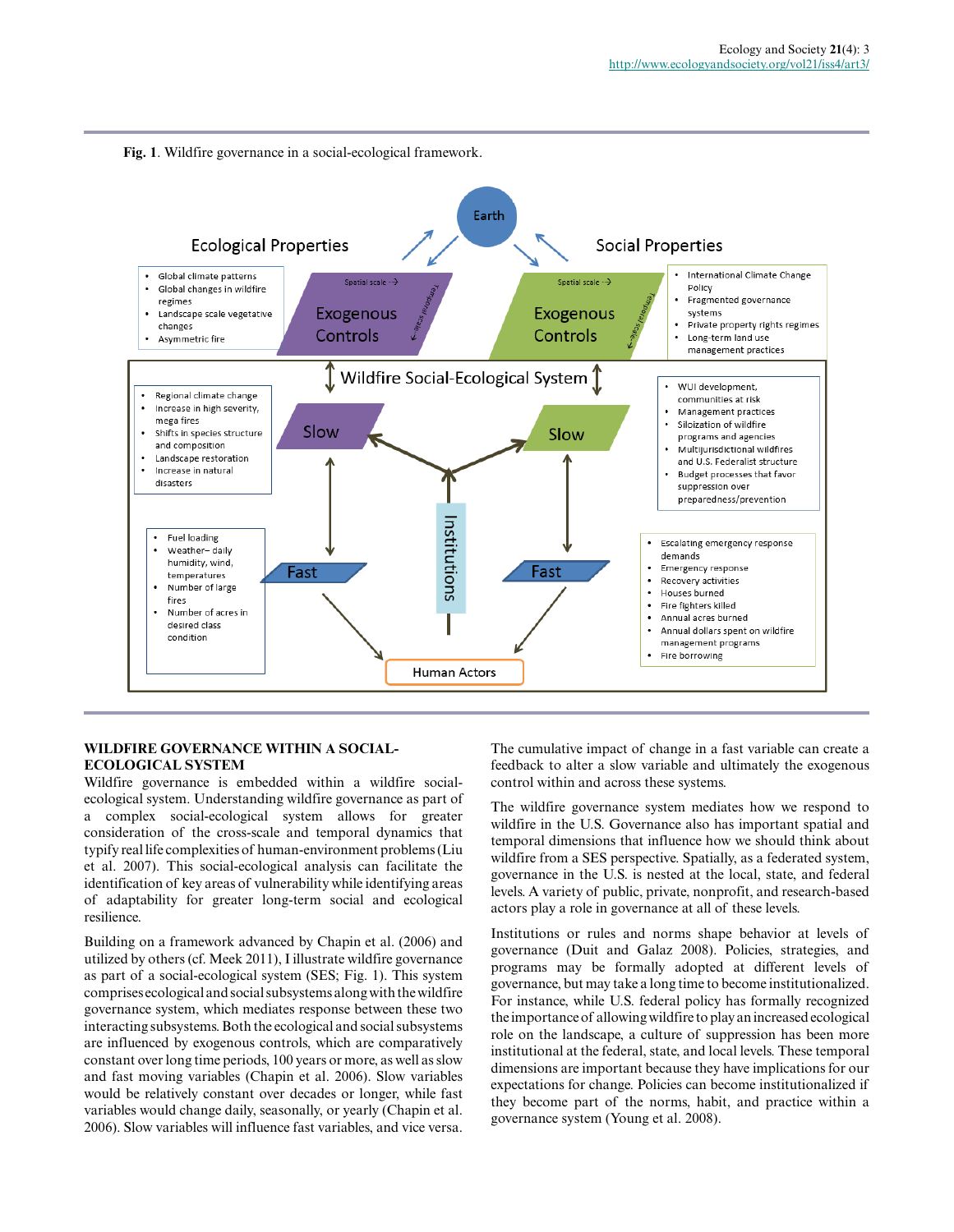Fig. 1. Wildfire governance in a social-ecological framework.

## WILDFIRE GOVERNANCE WITHIN A SOCIAL-ECOLOGICAL SYSTEM

Wildfire governance is embedded within a wildfire social-ecological system. Understanding wildfire governance as part of a complex social-ecological system allows for greater consideration of the cross-scale and temporal dynamics that typify real life complexities of human-environment problems (Liu et al. 2007). This social-ecological analysis can facilitate the identification of key areas of vulnerability while identifying areas of adaptability for greater long-term social and ecological resilience.

Building on a framework advanced by Chapin et al. (2006) and utilized by others (cf. Meek 2011), I illustrate wildfire governance as part of a social-ecological system (SES; Fig. 1). This system comprises ecological and social subsystems along with the wildfire governance system, which mediates response between these two interacting subsystems. Both the ecological and social subsystems are influenced by exogenous controls, which are comparatively constant over long time periods, 100 years or more, as well as slow and fast moving variables (Chapin et al. 2006). Slow variables would be relatively constant over decades or longer, while fast variables would change daily, seasonally, or yearly (Chapin et al. 2006). Slow variables will influence fast variables, and vice versa. The cumulative impact of change in a fast variable can create a feedback to alter a slow variable and ultimately the exogenous control within and across these systems.

The wildfire governance system mediates how we respond to wildfire in the U.S. Governance also has important spatial and temporal dimensions that influence how we should think about wildfire from a SES perspective. Spatially, as a federated system, governance in the U.S. is nested at the local, state, and federal levels. A variety of public, private, nonprofit, and research-based actors play a role in governance at all of these levels.

Institutions or rules and norms shape behavior at levels of governance (Duit and Galaz 2008). Policies, strategies, and programs may be formally adopted at different levels of governance, but may take a long time to become institutionalized. For instance, while U.S. federal policy has formally recognized the importance of allowing wildfire to play an increased ecological role on the landscape, a culture of suppression has been more institutional at the federal, state, and local levels. These temporal dimensions are important because they have implications for our expectations for change. Policies can become institutionalized if they become part of the norms, habit, and practice within a governance system (Young et al. 2008).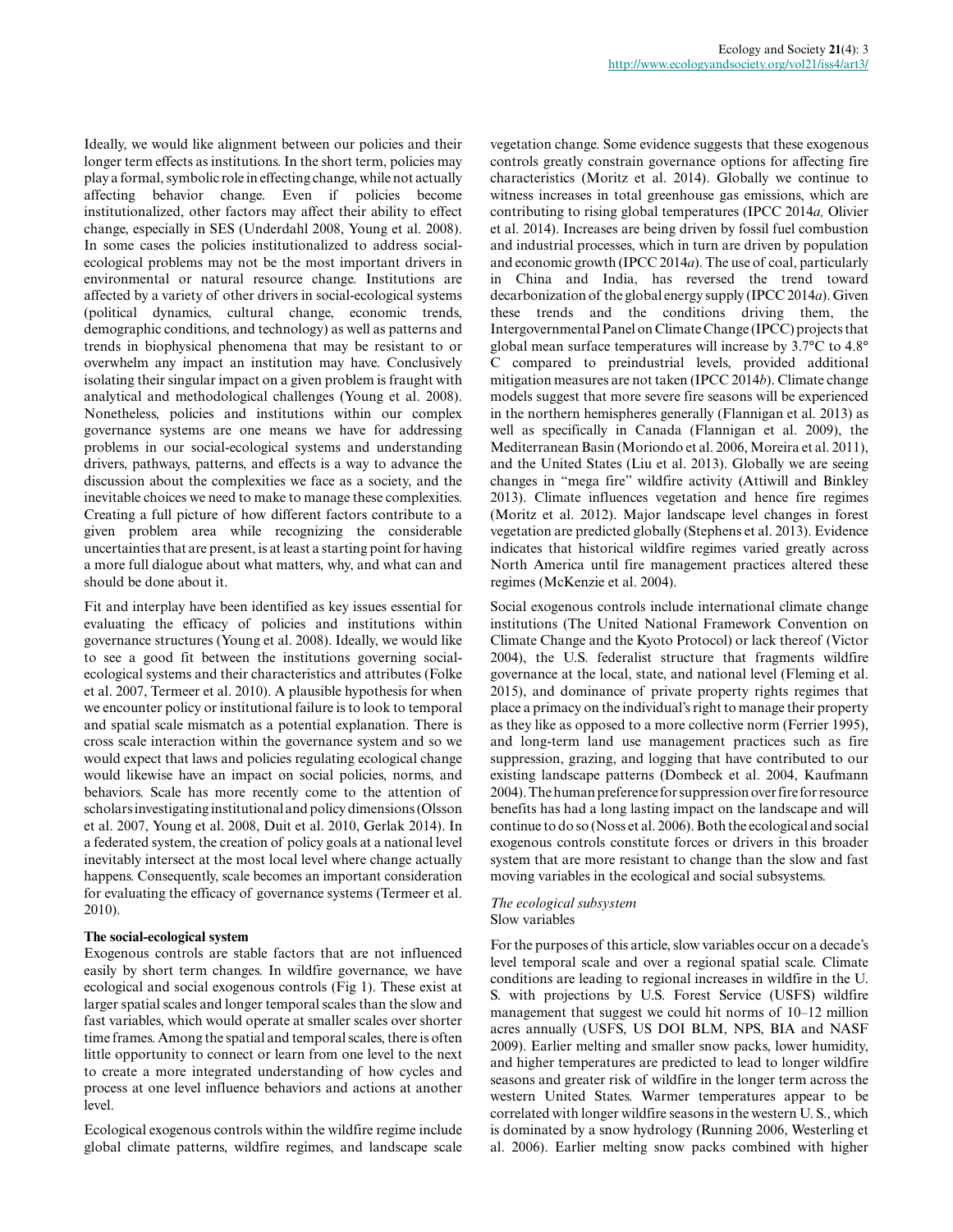Ideally, we would like alignment between our policies and their longer term effects as institutions. In the short term, policies may play a formal, symbolic role in effecting change, while not actually affecting behavior change. Even if policies become institutionalized, other factors may affect their ability to effect change, especially in SES (Underdahl 2008, Young et al. 2008). In some cases the policies institutionalized to address social-ecological problems may not be the most important drivers in environmental or natural resource change. Institutions are affected by a variety of other drivers in social-ecological systems (political dynamics, cultural change, economic trends, demographic conditions, and technology) as well as patterns and trends in biophysical phenomena that may be resistant to or overwhelm any impact an institution may have. Conclusively isolating their singular impact on a given problem is fraught with analytical and methodological challenges (Young et al. 2008). Nonetheless, policies and institutions within our complex governance systems are one means we have for addressing problems in our social-ecological systems and understanding drivers, pathways, patterns, and effects is a way to advance the discussion about the complexities we face as a society, and the inevitable choices we need to make to manage these complexities. Creating a full picture of how different factors contribute to a given problem area while recognizing the considerable uncertainties that are present, is at least a starting point for having a more full dialogue about what matters, why, and what can and should be done about it.

Fit and interplay have been identified as key issues essential for evaluating the efficacy of policies and institutions within governance structures (Young et al. 2008). Ideally, we would like to see a good fit between the institutions governing social-ecological systems and their characteristics and attributes (Folke et al. 2007, Termeer et al. 2010). A plausible hypothesis for when we encounter policy or institutional failure is to look to temporal and spatial scale mismatch as a potential explanation. There is cross scale interaction within the governance system and so we would expect that laws and policies regulating ecological change would likewise have an impact on social policies, norms, and behaviors. Scale has more recently come to the attention of scholars investigating institutional and policy dimensions (Olsson et al. 2007, Young et al. 2008, Duit et al. 2010, Gerlak 2014). In a federated system, the creation of policy goals at a national level inevitably intersect at the most local level where change actually happens. Consequently, scale becomes an important consideration for evaluating the efficacy of governance systems (Termeer et al. 2010).

## The social-ecological system

Exogenous controls are stable factors that are not influenced easily by short term changes. In wildfire governance, we have ecological and social exogenous controls (Fig 1). These exist at larger spatial scales and longer temporal scales than the slow and fast variables, which would operate at smaller scales over shorter time frames. Among the spatial and temporal scales, there is often little opportunity to connect or learn from one level to the next to create a more integrated understanding of how cycles and process at one level influence behaviors and actions at another level.

Ecological exogenous controls within the wildfire regime include global climate patterns, wildfire regimes, and landscape scale vegetation change. Some evidence suggests that these exogenous controls greatly constrain governance options for affecting fire characteristics (Moritz et al. 2014). Globally we continue to witness increases in total greenhouse gas emissions, which are contributing to rising global temperatures (IPCC 2014*a,* Olivier et al. 2014). Increases are being driven by fossil fuel combustion and industrial processes, which in turn are driven by population and economic growth (IPCC 2014*a*). The use of coal, particularly in China and India, has reversed the trend toward decarbonization of the global energy supply (IPCC 2014*a*). Given these trends and the conditions driving them, the Intergovernmental Panel on Climate Change (IPCC) projects that global mean surface temperatures will increase by 3.7°C to 4.8°C compared to preindustrial levels, provided additional mitigation measures are not taken (IPCC 2014*b*). Climate change models suggest that more severe fire seasons will be experienced in the northern hemispheres generally (Flannigan et al. 2013) as well as specifically in Canada (Flannigan et al. 2009), the Mediterranean Basin (Moriondo et al. 2006, Moreira et al. 2011), and the United States (Liu et al. 2013). Globally we are seeing changes in "mega fire" wildfire activity (Attiwill and Binkley 2013). Climate influences vegetation and hence fire regimes (Moritz et al. 2012). Major landscape level changes in forest vegetation are predicted globally (Stephens et al. 2013). Evidence indicates that historical wildfire regimes varied greatly across North America until fire management practices altered these regimes (McKenzie et al. 2004).

Social exogenous controls include international climate change institutions (The United National Framework Convention on Climate Change and the Kyoto Protocol) or lack thereof (Victor 2004), the U.S. federalist structure that fragments wildfire governance at the local, state, and national level (Fleming et al. 2015), and dominance of private property rights regimes that place a primacy on the individual's right to manage their property as they like as opposed to a more collective norm (Ferrier 1995), and long-term land use management practices such as fire suppression, grazing, and logging that have contributed to our existing landscape patterns (Dombeck et al. 2004, Kaufmann 2004). The human preference for suppression over fire for resource benefits has had a long lasting impact on the landscape and will continue to do so (Noss et al. 2006). Both the ecological and social exogenous controls constitute forces or drivers in this broader system that are more resistant to change than the slow and fast moving variables in the ecological and social subsystems.

### *The ecological subsystem*

#### Slow variables

For the purposes of this article, slow variables occur on a decade's level temporal scale and over a regional spatial scale. Climate conditions are leading to regional increases in wildfire in the U. S. with projections by U.S. Forest Service (USFS) wildfire management that suggest we could hit norms of 10–12 million acres annually (USFS, US DOI BLM, NPS, BIA and NASF 2009). Earlier melting and smaller snow packs, lower humidity, and higher temperatures are predicted to lead to longer wildfire seasons and greater risk of wildfire in the longer term across the western United States. Warmer temperatures appear to be correlated with longer wildfire seasons in the western U. S., which is dominated by a snow hydrology (Running 2006, Westerling et al. 2006). Earlier melting snow packs combined with higher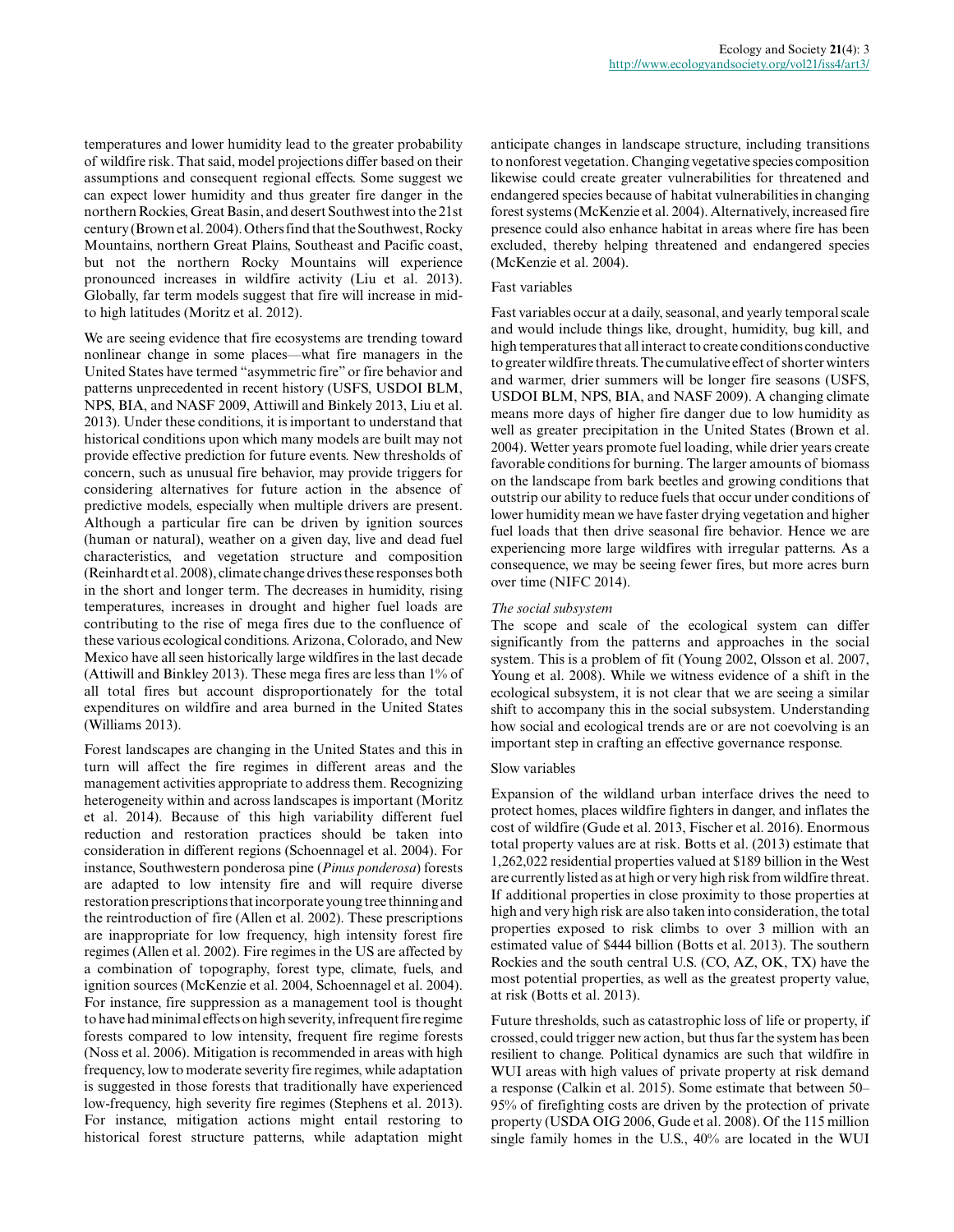temperatures and lower humidity lead to the greater probability of wildfire risk. That said, model projections differ based on their assumptions and consequent regional effects. Some suggest we can expect lower humidity and thus greater fire danger in the northern Rockies, Great Basin, and desert Southwest into the 21st century (Brown et al. 2004). Others find that the Southwest, Rocky Mountains, northern Great Plains, Southeast and Pacific coast, but not the northern Rocky Mountains will experience pronounced increases in wildfire activity (Liu et al. 2013). Globally, far term models suggest that fire will increase in mid- to high latitudes (Moritz et al. 2012).

We are seeing evidence that fire ecosystems are trending toward nonlinear change in some places—what fire managers in the United States have termed "asymmetric fire" or fire behavior and patterns unprecedented in recent history (USFS, USDOI BLM, NPS, BIA, and NASF 2009, Attiwill and Binkely 2013, Liu et al. 2013). Under these conditions, it is important to understand that historical conditions upon which many models are built may not provide effective prediction for future events. New thresholds of concern, such as unusual fire behavior, may provide triggers for considering alternatives for future action in the absence of predictive models, especially when multiple drivers are present. Although a particular fire can be driven by ignition sources (human or natural), weather on a given day, live and dead fuel characteristics, and vegetation structure and composition (Reinhardt et al. 2008), climate change drives these responses both in the short and longer term. The decreases in humidity, rising temperatures, increases in drought and higher fuel loads are contributing to the rise of mega fires due to the confluence of these various ecological conditions. Arizona, Colorado, and New Mexico have all seen historically large wildfires in the last decade (Attiwill and Binkley 2013). These mega fires are less than 1% of all total fires but account disproportionately for the total expenditures on wildfire and area burned in the United States (Williams 2013).

Forest landscapes are changing in the United States and this in turn will affect the fire regimes in different areas and the management activities appropriate to address them. Recognizing heterogeneity within and across landscapes is important (Moritz et al. 2014). Because of this high variability different fuel reduction and restoration practices should be taken into consideration in different regions (Schoennagel et al. 2004). For instance, Southwestern ponderosa pine (*Pinus ponderosa*) forests are adapted to low intensity fire and will require diverse restoration prescriptions that incorporate young tree thinning and the reintroduction of fire (Allen et al. 2002). These prescriptions are inappropriate for low frequency, high intensity forest fire regimes (Allen et al. 2002). Fire regimes in the US are affected by a combination of topography, forest type, climate, fuels, and ignition sources (McKenzie et al. 2004, Schoennagel et al. 2004). For instance, fire suppression as a management tool is thought to have had minimal effects on high severity, infrequent fire regime forests compared to low intensity, frequent fire regime forests (Noss et al. 2006). Mitigation is recommended in areas with high frequency, low to moderate severity fire regimes, while adaptation is suggested in those forests that traditionally have experienced low-frequency, high severity fire regimes (Stephens et al. 2013). For instance, mitigation actions might entail restoring to historical forest structure patterns, while adaptation might anticipate changes in landscape structure, including transitions to nonforest vegetation. Changing vegetative species composition likewise could create greater vulnerabilities for threatened and endangered species because of habitat vulnerabilities in changing forest systems (McKenzie et al. 2004). Alternatively, increased fire presence could also enhance habitat in areas where fire has been excluded, thereby helping threatened and endangered species (McKenzie et al. 2004).

#### Fast variables

Fast variables occur at a daily, seasonal, and yearly temporal scale and would include things like, drought, humidity, bug kill, and high temperatures that all interact to create conditions conductive to greater wildfire threats. The cumulative effect of shorter winters and warmer, drier summers will be longer fire seasons (USFS, USDOI BLM, NPS, BIA, and NASF 2009). A changing climate means more days of higher fire danger due to low humidity as well as greater precipitation in the United States (Brown et al. 2004). Wetter years promote fuel loading, while drier years create favorable conditions for burning. The larger amounts of biomass on the landscape from bark beetles and growing conditions that outstrip our ability to reduce fuels that occur under conditions of lower humidity mean we have faster drying vegetation and higher fuel loads that then drive seasonal fire behavior. Hence we are experiencing more large wildfires with irregular patterns. As a consequence, we may be seeing fewer fires, but more acres burn over time (NIFC 2014).

### *The social subsystem*

The scope and scale of the ecological system can differ significantly from the patterns and approaches in the social system. This is a problem of fit (Young 2002, Olsson et al. 2007, Young et al. 2008). While we witness evidence of a shift in the ecological subsystem, it is not clear that we are seeing a similar shift to accompany this in the social subsystem. Understanding how social and ecological trends are or are not coevolving is an important step in crafting an effective governance response.

#### Slow variables

Expansion of the wildland urban interface drives the need to protect homes, places wildfire fighters in danger, and inflates the cost of wildfire (Gude et al. 2013, Fischer et al. 2016). Enormous total property values are at risk. Botts et al. (2013) estimate that 1,262,022 residential properties valued at $189 billion in the West are currently listed as at high or very high risk from wildfire threat. If additional properties in close proximity to those properties at high and very high risk are also taken into consideration, the total properties exposed to risk climbs to over 3 million with an estimated value of $444 billion (Botts et al. 2013). The southern Rockies and the south central U.S. (CO, AZ, OK, TX) have the most potential properties, as well as the greatest property value, at risk (Botts et al. 2013).

Future thresholds, such as catastrophic loss of life or property, if crossed, could trigger new action, but thus far the system has been resilient to change. Political dynamics are such that wildfire in WUI areas with high values of private property at risk demand a response (Calkin et al. 2015). Some estimate that between 50–95% of firefighting costs are driven by the protection of private property (USDA OIG 2006, Gude et al. 2008). Of the 115 million single family homes in the U.S., 40% are located in the WUI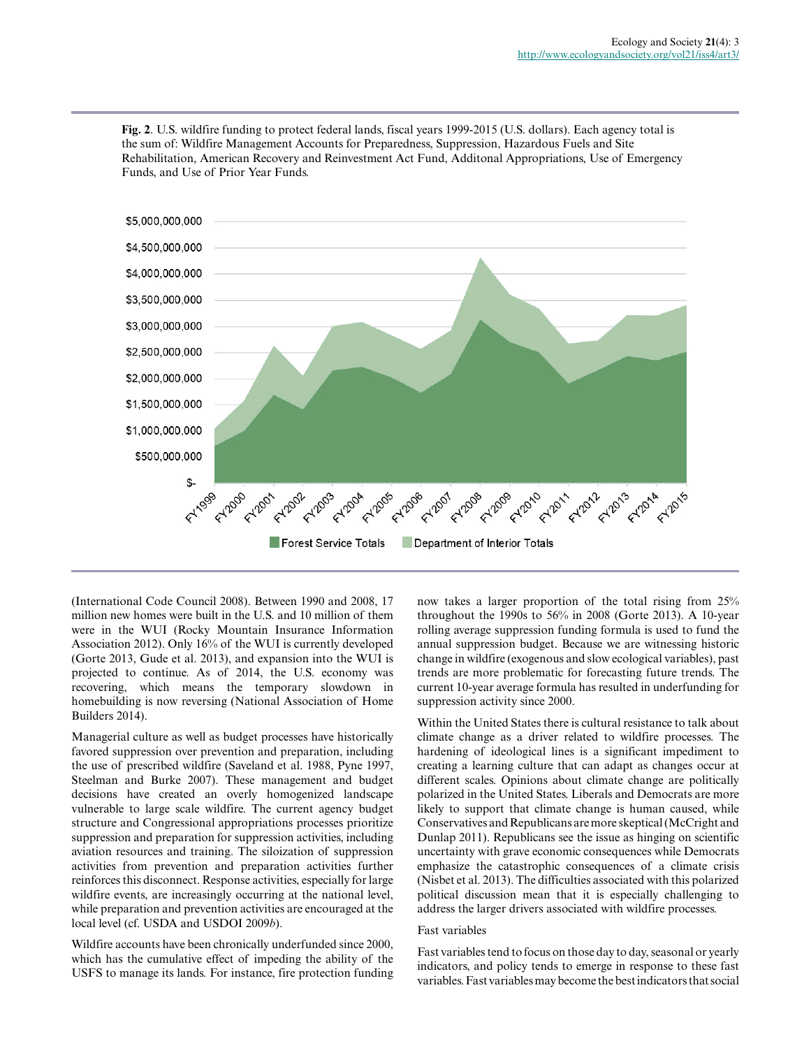**Fig. 2**. U.S. wildfire funding to protect federal lands, fiscal years 1999-2015 (U.S. dollars). Each agency total is the sum of: Wildfire Management Accounts for Preparedness, Suppression, Hazardous Fuels and Site Rehabilitation, American Recovery and Reinvestment Act Fund, Additonal Appropriations, Use of Emergency Funds, and Use of Prior Year Funds.

(International Code Council 2008). Between 1990 and 2008, 17 million new homes were built in the U.S. and 10 million of them were in the WUI (Rocky Mountain Insurance Information Association 2012). Only 16% of the WUI is currently developed (Gorte 2013, Gude et al. 2013), and expansion into the WUI is projected to continue. As of 2014, the U.S. economy was recovering, which means the temporary slowdown in homebuilding is now reversing (National Association of Home Builders 2014).

Managerial culture as well as budget processes have historically favored suppression over prevention and preparation, including the use of prescribed wildfire (Saveland et al. 1988, Pyne 1997, Steelman and Burke 2007). These management and budget decisions have created an overly homogenized landscape vulnerable to large scale wildfire. The current agency budget structure and Congressional appropriations processes prioritize suppression and preparation for suppression activities, including aviation resources and training. The siloization of suppression activities from prevention and preparation activities further reinforces this disconnect. Response activities, especially for large wildfire events, are increasingly occurring at the national level, while preparation and prevention activities are encouraged at the local level (cf. USDA and USDOI 2009*b*).

Wildfire accounts have been chronically underfunded since 2000, which has the cumulative effect of impeding the ability of the USFS to manage its lands. For instance, fire protection funding now takes a larger proportion of the total rising from 25% throughout the 1990s to 56% in 2008 (Gorte 2013). A 10-year rolling average suppression funding formula is used to fund the annual suppression budget. Because we are witnessing historic change in wildfire (exogenous and slow ecological variables), past trends are more problematic for forecasting future trends. The current 10-year average formula has resulted in underfunding for suppression activity since 2000.

Within the United States there is cultural resistance to talk about climate change as a driver related to wildfire processes. The hardening of ideological lines is a significant impediment to creating a learning culture that can adapt as changes occur at different scales. Opinions about climate change are politically polarized in the United States. Liberals and Democrats are more likely to support that climate change is human caused, while Conservatives and Republicans are more skeptical (McCright and Dunlap 2011). Republicans see the issue as hinging on scientific uncertainty with grave economic consequences while Democrats emphasize the catastrophic consequences of a climate crisis (Nisbet et al. 2013). The difficulties associated with this polarized political discussion mean that it is especially challenging to address the larger drivers associated with wildfire processes.

### Fast variables

Fast variables tend to focus on those day to day, seasonal or yearly indicators, and policy tends to emerge in response to these fast variables. Fast variables may become the best indicators that social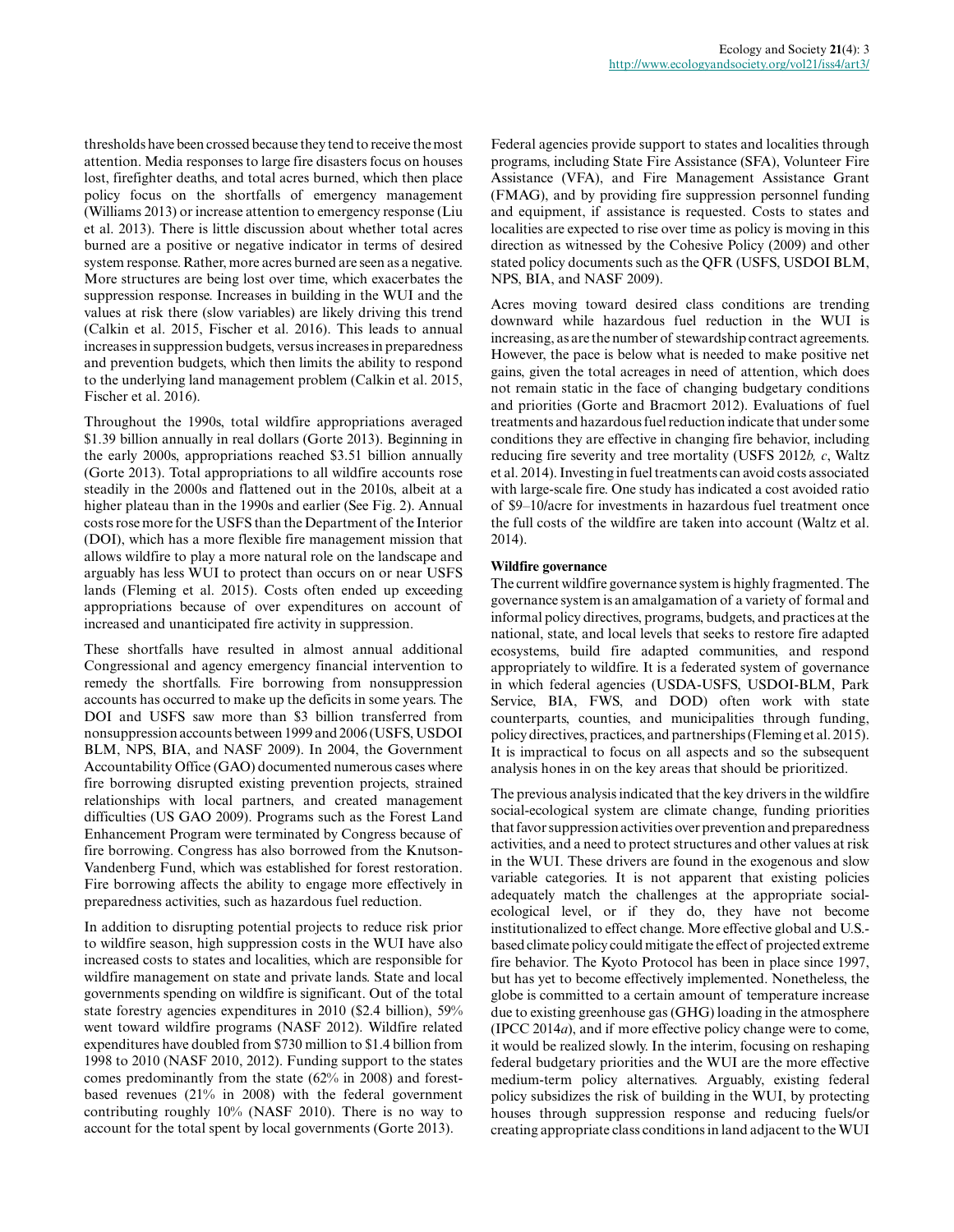thresholds have been crossed because they tend to receive the most attention. Media responses to large fire disasters focus on houses lost, firefighter deaths, and total acres burned, which then place policy focus on the shortfalls of emergency management (Williams 2013) or increase attention to emergency response (Liu et al. 2013). There is little discussion about whether total acres burned are a positive or negative indicator in terms of desired system response. Rather, more acres burned are seen as a negative. More structures are being lost over time, which exacerbates the suppression response. Increases in building in the WUI and the values at risk there (slow variables) are likely driving this trend (Calkin et al. 2015, Fischer et al. 2016). This leads to annual increases in suppression budgets, versus increases in preparedness and prevention budgets, which then limits the ability to respond to the underlying land management problem (Calkin et al. 2015, Fischer et al. 2016).

Throughout the 1990s, total wildfire appropriations averaged \$1.39 billion annually in real dollars (Gorte 2013). Beginning in the early 2000s, appropriations reached \$3.51 billion annually (Gorte 2013). Total appropriations to all wildfire accounts rose steadily in the 2000s and flattened out in the 2010s, albeit at a higher plateau than in the 1990s and earlier (See Fig. 2). Annual costs rose more for the USFS than the Department of the Interior (DOI), which has a more flexible fire management mission that allows wildfire to play a more natural role on the landscape and arguably has less WUI to protect than occurs on or near USFS lands (Fleming et al. 2015). Costs often ended up exceeding appropriations because of over expenditures on account of increased and unanticipated fire activity in suppression.

These shortfalls have resulted in almost annual additional Congressional and agency emergency financial intervention to remedy the shortfalls. Fire borrowing from nonsuppression accounts has occurred to make up the deficits in some years. The DOI and USFS saw more than \$3 billion transferred from nonsuppression accounts between 1999 and 2006 (USFS, USDOI BLM, NPS, BIA, and NASF 2009). In 2004, the Government Accountability Office (GAO) documented numerous cases where fire borrowing disrupted existing prevention projects, strained relationships with local partners, and created management difficulties (US GAO 2009). Programs such as the Forest Land Enhancement Program were terminated by Congress because of fire borrowing. Congress has also borrowed from the Knutson-Vandenberg Fund, which was established for forest restoration. Fire borrowing affects the ability to engage more effectively in preparedness activities, such as hazardous fuel reduction.

In addition to disrupting potential projects to reduce risk prior to wildfire season, high suppression costs in the WUI have also increased costs to states and localities, which are responsible for wildfire management on state and private lands. State and local governments spending on wildfire is significant. Out of the total state forestry agencies expenditures in 2010 (\$2.4 billion), 59% went toward wildfire programs (NASF 2012). Wildfire related expenditures have doubled from \$730 million to \$1.4 billion from 1998 to 2010 (NASF 2010, 2012). Funding support to the states comes predominantly from the state (62% in 2008) and forest-based revenues (21% in 2008) with the federal government contributing roughly 10% (NASF 2010). There is no way to account for the total spent by local governments (Gorte 2013).

Federal agencies provide support to states and localities through programs, including State Fire Assistance (SFA), Volunteer Fire Assistance (VFA), and Fire Management Assistance Grant (FMAG), and by providing fire suppression personnel funding and equipment, if assistance is requested. Costs to states and localities are expected to rise over time as policy is moving in this direction as witnessed by the Cohesive Policy (2009) and other stated policy documents such as the QFR (USFS, USDOI BLM, NPS, BIA, and NASF 2009).

Acres moving toward desired class conditions are trending downward while hazardous fuel reduction in the WUI is increasing, as are the number of stewardship contract agreements. However, the pace is below what is needed to make positive net gains, given the total acreages in need of attention, which does not remain static in the face of changing budgetary conditions and priorities (Gorte and Bracmort 2012). Evaluations of fuel treatments and hazardous fuel reduction indicate that under some conditions they are effective in changing fire behavior, including reducing fire severity and tree mortality (USFS 2012*b, c*, Waltz et al. 2014). Investing in fuel treatments can avoid costs associated with large-scale fire. One study has indicated a cost avoided ratio of \$9–10/acre for investments in hazardous fuel treatment once the full costs of the wildfire are taken into account (Waltz et al. 2014).

#### Wildfire governance

The current wildfire governance system is highly fragmented. The governance system is an amalgamation of a variety of formal and informal policy directives, programs, budgets, and practices at the national, state, and local levels that seeks to restore fire adapted ecosystems, build fire adapted communities, and respond appropriately to wildfire. It is a federated system of governance in which federal agencies (USDA-USFS, USDOI-BLM, Park Service, BIA, FWS, and DOD) often work with state counterparts, counties, and municipalities through funding, policy directives, practices, and partnerships (Fleming et al. 2015). It is impractical to focus on all aspects and so the subsequent analysis hones in on the key areas that should be prioritized.

The previous analysis indicated that the key drivers in the wildfire social-ecological system are climate change, funding priorities that favor suppression activities over prevention and preparedness activities, and a need to protect structures and other values at risk in the WUI. These drivers are found in the exogenous and slow variable categories. It is not apparent that existing policies adequately match the challenges at the appropriate social-ecological level, or if they do, they have not become institutionalized to effect change. More effective global and U.S.-based climate policy could mitigate the effect of projected extreme fire behavior. The Kyoto Protocol has been in place since 1997, but has yet to become effectively implemented. Nonetheless, the globe is committed to a certain amount of temperature increase due to existing greenhouse gas (GHG) loading in the atmosphere (IPCC 2014*a*), and if more effective policy change were to come, it would be realized slowly. In the interim, focusing on reshaping federal budgetary priorities and the WUI are the more effective medium-term policy alternatives. Arguably, existing federal policy subsidizes the risk of building in the WUI, by protecting houses through suppression response and reducing fuels/or creating appropriate class conditions in land adjacent to the WUI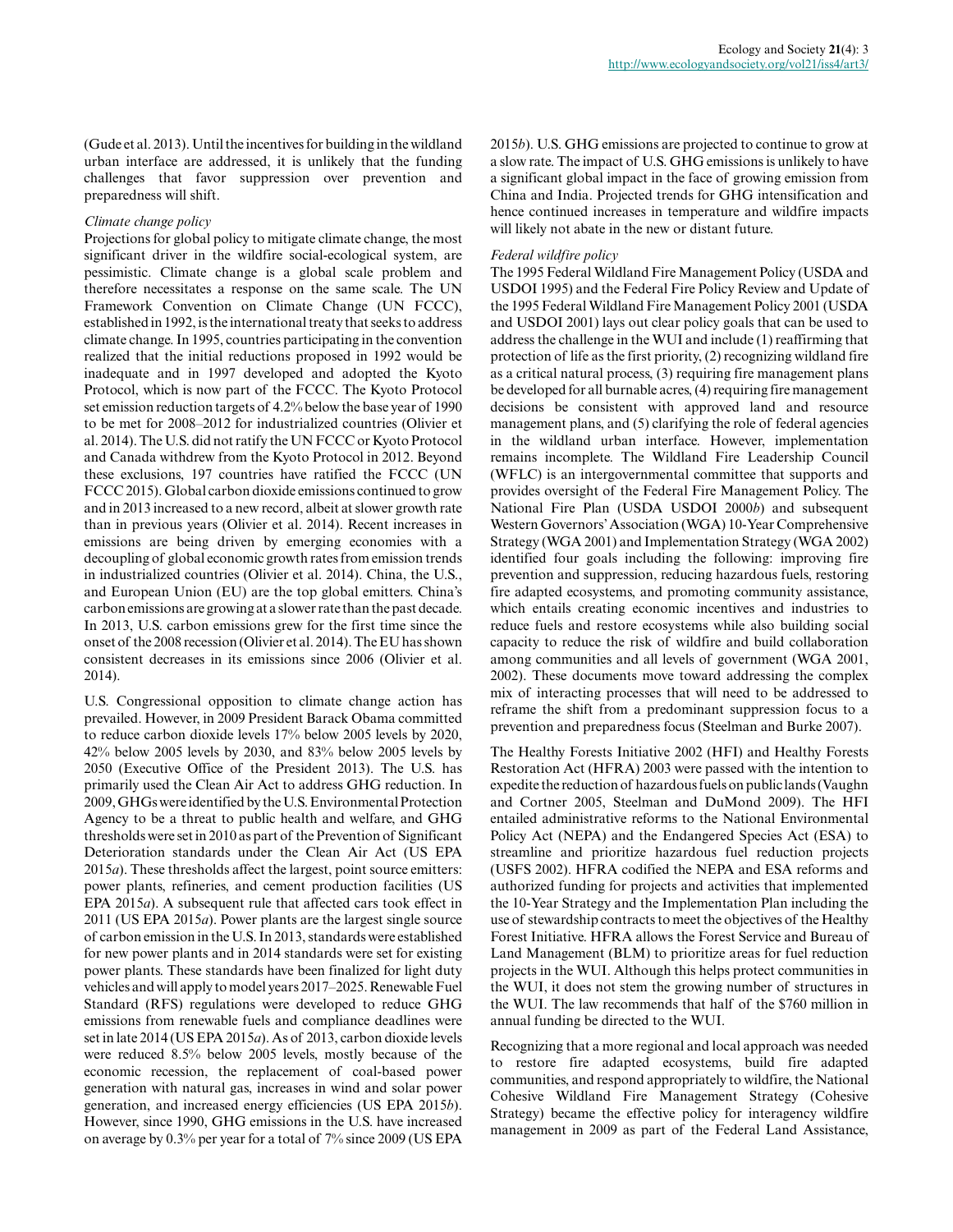(Gude et al. 2013). Until the incentives for building in the wildland urban interface are addressed, it is unlikely that the funding challenges that favor suppression over prevention and preparedness will shift.

*Climate change policy*

Projections for global policy to mitigate climate change, the most significant driver in the wildfire social-ecological system, are pessimistic. Climate change is a global scale problem and therefore necessitates a response on the same scale. The UN Framework Convention on Climate Change (UN FCCC), established in 1992, is the international treaty that seeks to address climate change. In 1995, countries participating in the convention realized that the initial reductions proposed in 1992 would be inadequate and in 1997 developed and adopted the Kyoto Protocol, which is now part of the FCCC. The Kyoto Protocol set emission reduction targets of 4.2% below the base year of 1990 to be met for 2008–2012 for industrialized countries (Olivier et al. 2014). The U.S. did not ratify the UN FCCC or Kyoto Protocol and Canada withdrew from the Kyoto Protocol in 2012. Beyond these exclusions, 197 countries have ratified the FCCC (UN FCCC 2015). Global carbon dioxide emissions continued to grow and in 2013 increased to a new record, albeit at slower growth rate than in previous years (Olivier et al. 2014). Recent increases in emissions are being driven by emerging economies with a decoupling of global economic growth rates from emission trends in industrialized countries (Olivier et al. 2014). China, the U.S., and European Union (EU) are the top global emitters. China's carbon emissions are growing at a slower rate than the past decade. In 2013, U.S. carbon emissions grew for the first time since the onset of the 2008 recession (Olivier et al. 2014). The EU has shown consistent decreases in its emissions since 2006 (Olivier et al. 2014).

U.S. Congressional opposition to climate change action has prevailed. However, in 2009 President Barack Obama committed to reduce carbon dioxide levels 17% below 2005 levels by 2020, 42% below 2005 levels by 2030, and 83% below 2005 levels by 2050 (Executive Office of the President 2013). The U.S. has primarily used the Clean Air Act to address GHG reduction. In 2009, GHGs were identified by the U.S. Environmental Protection Agency to be a threat to public health and welfare, and GHG thresholds were set in 2010 as part of the Prevention of Significant Deterioration standards under the Clean Air Act (US EPA 2015*a*). These thresholds affect the largest, point source emitters: power plants, refineries, and cement production facilities (US EPA 2015*a*). A subsequent rule that affected cars took effect in 2011 (US EPA 2015*a*). Power plants are the largest single source of carbon emission in the U.S. In 2013, standards were established for new power plants and in 2014 standards were set for existing power plants. These standards have been finalized for light duty vehicles and will apply to model years 2017–2025. Renewable Fuel Standard (RFS) regulations were developed to reduce GHG emissions from renewable fuels and compliance deadlines were set in late 2014 (US EPA 2015*a*). As of 2013, carbon dioxide levels were reduced 8.5% below 2005 levels, mostly because of the economic recession, the replacement of coal-based power generation with natural gas, increases in wind and solar power generation, and increased energy efficiencies (US EPA 2015*b*). However, since 1990, GHG emissions in the U.S. have increased on average by 0.3% per year for a total of 7% since 2009 (US EPA 2015*b*). U.S. GHG emissions are projected to continue to grow at a slow rate. The impact of U.S. GHG emissions is unlikely to have a significant global impact in the face of growing emission from China and India. Projected trends for GHG intensification and hence continued increases in temperature and wildfire impacts will likely not abate in the new or distant future.

*Federal wildfire policy*

The 1995 Federal Wildland Fire Management Policy (USDA and USDOI 1995) and the Federal Fire Policy Review and Update of the 1995 Federal Wildland Fire Management Policy 2001 (USDA and USDOI 2001) lays out clear policy goals that can be used to address the challenge in the WUI and include (1) reaffirming that protection of life as the first priority, (2) recognizing wildland fire as a critical natural process, (3) requiring fire management plans be developed for all burnable acres, (4) requiring fire management decisions be consistent with approved land and resource management plans, and (5) clarifying the role of federal agencies in the wildland urban interface. However, implementation remains incomplete. The Wildland Fire Leadership Council (WFLC) is an intergovernmental committee that supports and provides oversight of the Federal Fire Management Policy. The National Fire Plan (USDA USDOI 2000*b*) and subsequent Western Governors' Association (WGA) 10-Year Comprehensive Strategy (WGA 2001) and Implementation Strategy (WGA 2002) identified four goals including the following: improving fire prevention and suppression, reducing hazardous fuels, restoring fire adapted ecosystems, and promoting community assistance, which entails creating economic incentives and industries to reduce fuels and restore ecosystems while also building social capacity to reduce the risk of wildfire and build collaboration among communities and all levels of government (WGA 2001, 2002). These documents move toward addressing the complex mix of interacting processes that will need to be addressed to reframe the shift from a predominant suppression focus to a prevention and preparedness focus (Steelman and Burke 2007).

The Healthy Forests Initiative 2002 (HFI) and Healthy Forests Restoration Act (HFRA) 2003 were passed with the intention to expedite the reduction of hazardous fuels on public lands (Vaughn and Cortner 2005, Steelman and DuMond 2009). The HFI entailed administrative reforms to the National Environmental Policy Act (NEPA) and the Endangered Species Act (ESA) to streamline and prioritize hazardous fuel reduction projects (USFS 2002). HFRA codified the NEPA and ESA reforms and authorized funding for projects and activities that implemented the 10-Year Strategy and the Implementation Plan including the use of stewardship contracts to meet the objectives of the Healthy Forest Initiative. HFRA allows the Forest Service and Bureau of Land Management (BLM) to prioritize areas for fuel reduction projects in the WUI. Although this helps protect communities in the WUI, it does not stem the growing number of structures in the WUI. The law recommends that half of the $760 million in annual funding be directed to the WUI.

Recognizing that a more regional and local approach was needed to restore fire adapted ecosystems, build fire adapted communities, and respond appropriately to wildfire, the National Cohesive Wildland Fire Management Strategy (Cohesive Strategy) became the effective policy for interagency wildfire management in 2009 as part of the Federal Land Assistance,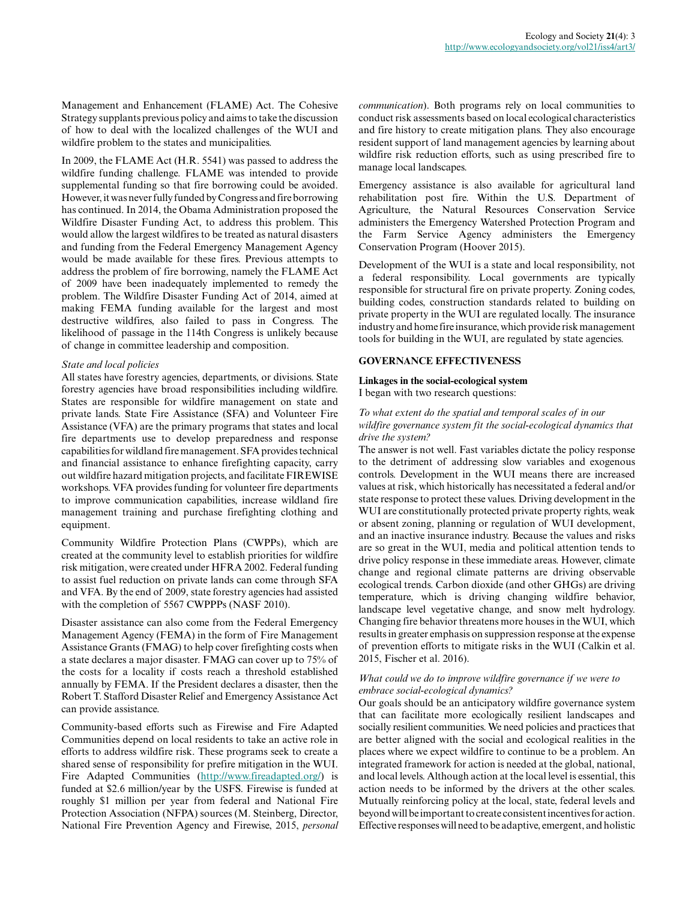Management and Enhancement (FLAME) Act. The Cohesive Strategy supplants previous policy and aims to take the discussion of how to deal with the localized challenges of the WUI and wildfire problem to the states and municipalities.

In 2009, the FLAME Act (H.R. 5541) was passed to address the wildfire funding challenge. FLAME was intended to provide supplemental funding so that fire borrowing could be avoided. However, it was never fully funded by Congress and fire borrowing has continued. In 2014, the Obama Administration proposed the Wildfire Disaster Funding Act, to address this problem. This would allow the largest wildfires to be treated as natural disasters and funding from the Federal Emergency Management Agency would be made available for these fires. Previous attempts to address the problem of fire borrowing, namely the FLAME Act of 2009 have been inadequately implemented to remedy the problem. The Wildfire Disaster Funding Act of 2014, aimed at making FEMA funding available for the largest and most destructive wildfires, also failed to pass in Congress. The likelihood of passage in the 114th Congress is unlikely because of change in committee leadership and composition.

*State and local policies*

All states have forestry agencies, departments, or divisions. State forestry agencies have broad responsibilities including wildfire. States are responsible for wildfire management on state and private lands. State Fire Assistance (SFA) and Volunteer Fire Assistance (VFA) are the primary programs that states and local fire departments use to develop preparedness and response capabilities for wildland fire management. SFA provides technical and financial assistance to enhance firefighting capacity, carry out wildfire hazard mitigation projects, and facilitate FIREWISE workshops. VFA provides funding for volunteer fire departments to improve communication capabilities, increase wildland fire management training and purchase firefighting clothing and equipment.

Community Wildfire Protection Plans (CWPPs), which are created at the community level to establish priorities for wildfire risk mitigation, were created under HFRA 2002. Federal funding to assist fuel reduction on private lands can come through SFA and VFA. By the end of 2009, state forestry agencies had assisted with the completion of 5567 CWPPPs (NASF 2010).

Disaster assistance can also come from the Federal Emergency Management Agency (FEMA) in the form of Fire Management Assistance Grants (FMAG) to help cover firefighting costs when a state declares a major disaster. FMAG can cover up to 75% of the costs for a locality if costs reach a threshold established annually by FEMA. If the President declares a disaster, then the Robert T. Stafford Disaster Relief and Emergency Assistance Act can provide assistance.

Community-based efforts such as Firewise and Fire Adapted Communities depend on local residents to take an active role in efforts to address wildfire risk. These programs seek to create a shared sense of responsibility for prefire mitigation in the WUI. Fire Adapted Communities (http://www.fireadapted.org/) is funded at $2.6 million/year by the USFS. Firewise is funded at roughly $1 million per year from federal and National Fire Protection Association (NFPA) sources (M. Steinberg, Director, National Fire Prevention Agency and Firewise, 2015, *personal communication*). Both programs rely on local communities to conduct risk assessments based on local ecological characteristics and fire history to create mitigation plans. They also encourage resident support of land management agencies by learning about wildfire risk reduction efforts, such as using prescribed fire to manage local landscapes.

Emergency assistance is also available for agricultural land rehabilitation post fire. Within the U.S. Department of Agriculture, the Natural Resources Conservation Service administers the Emergency Watershed Protection Program and the Farm Service Agency administers the Emergency Conservation Program (Hoover 2015).

Development of the WUI is a state and local responsibility, not a federal responsibility. Local governments are typically responsible for structural fire on private property. Zoning codes, building codes, construction standards related to building on private property in the WUI are regulated locally. The insurance industry and home fire insurance, which provide risk management tools for building in the WUI, are regulated by state agencies.

## GOVERNANCE EFFECTIVENESS

### Linkages in the social-ecological system

I began with two research questions:

*To what extent do the spatial and temporal scales of in our wildfire governance system fit the social-ecological dynamics that drive the system?*

The answer is not well. Fast variables dictate the policy response to the detriment of addressing slow variables and exogenous controls. Development in the WUI means there are increased values at risk, which historically has necessitated a federal and/or state response to protect these values. Driving development in the WUI are constitutionally protected private property rights, weak or absent zoning, planning or regulation of WUI development, and an inactive insurance industry. Because the values and risks are so great in the WUI, media and political attention tends to drive policy response in these immediate areas. However, climate change and regional climate patterns are driving observable ecological trends. Carbon dioxide (and other GHGs) are driving temperature, which is driving changing wildfire behavior, landscape level vegetative change, and snow melt hydrology. Changing fire behavior threatens more houses in the WUI, which results in greater emphasis on suppression response at the expense of prevention efforts to mitigate risks in the WUI (Calkin et al. 2015, Fischer et al. 2016).

*What could we do to improve wildfire governance if we were to embrace social-ecological dynamics?*

Our goals should be an anticipatory wildfire governance system that can facilitate more ecologically resilient landscapes and socially resilient communities. We need policies and practices that are better aligned with the social and ecological realities in the places where we expect wildfire to continue to be a problem. An integrated framework for action is needed at the global, national, and local levels. Although action at the local level is essential, this action needs to be informed by the drivers at the other scales. Mutually reinforcing policy at the local, state, federal levels and beyond will be important to create consistent incentives for action. Effective responses will need to be adaptive, emergent, and holistic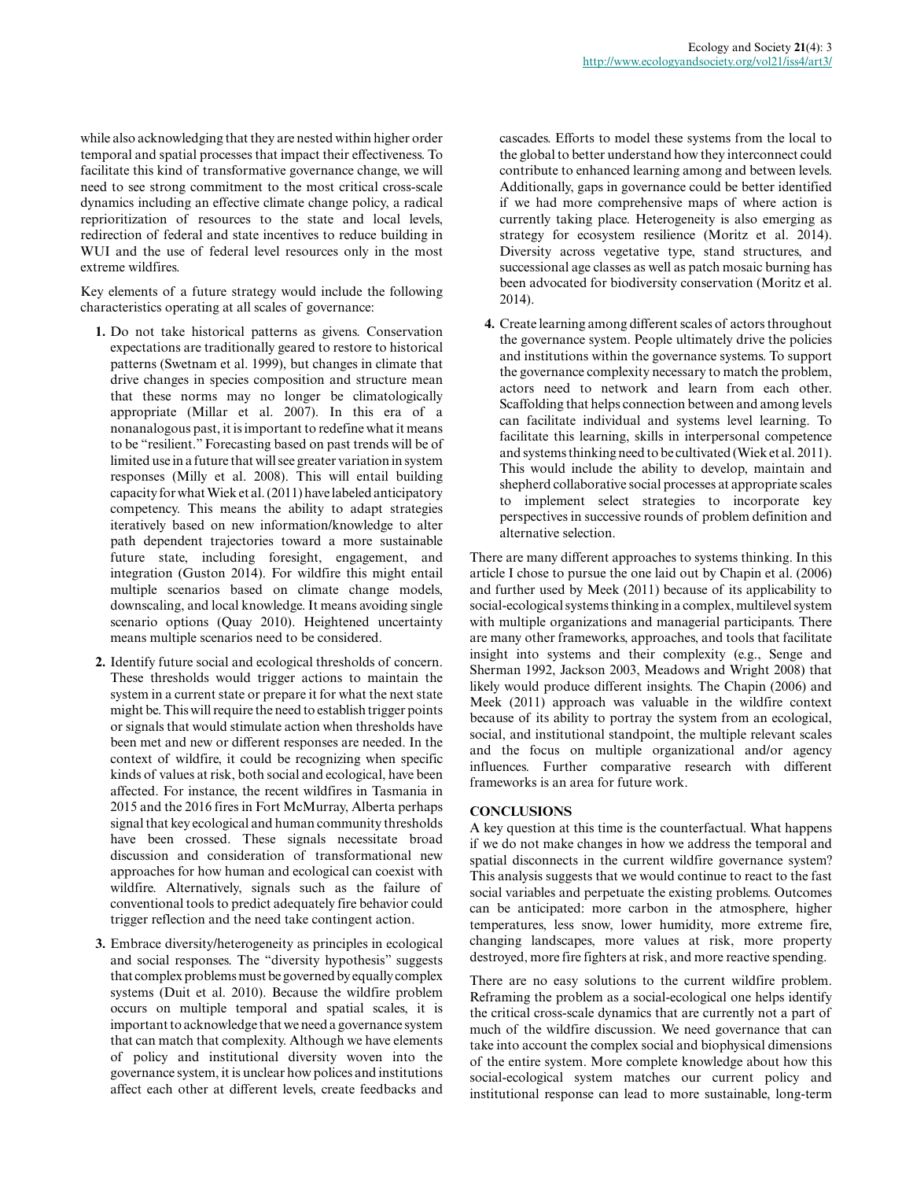while also acknowledging that they are nested within higher order temporal and spatial processes that impact their effectiveness. To facilitate this kind of transformative governance change, we will need to see strong commitment to the most critical cross-scale dynamics including an effective climate change policy, a radical reprioritization of resources to the state and local levels, redirection of federal and state incentives to reduce building in WUI and the use of federal level resources only in the most extreme wildfires.

Key elements of a future strategy would include the following characteristics operating at all scales of governance:

1. Do not take historical patterns as givens. Conservation expectations are traditionally geared to restore to historical patterns (Swetnam et al. 1999), but changes in climate that drive changes in species composition and structure mean that these norms may no longer be climatologically appropriate (Millar et al. 2007). In this era of a nonanalogous past, it is important to redefine what it means to be "resilient." Forecasting based on past trends will be of limited use in a future that will see greater variation in system responses (Milly et al. 2008). This will entail building capacity for what Wiek et al. (2011) have labeled anticipatory competency. This means the ability to adapt strategies iteratively based on new information/knowledge to alter path dependent trajectories toward a more sustainable future state, including foresight, engagement, and integration (Guston 2014). For wildfire this might entail multiple scenarios based on climate change models, downscaling, and local knowledge. It means avoiding single scenario options (Quay 2010). Heightened uncertainty means multiple scenarios need to be considered.
2. Identify future social and ecological thresholds of concern. These thresholds would trigger actions to maintain the system in a current state or prepare it for what the next state might be. This will require the need to establish trigger points or signals that would stimulate action when thresholds have been met and new or different responses are needed. In the context of wildfire, it could be recognizing when specific kinds of values at risk, both social and ecological, have been affected. For instance, the recent wildfires in Tasmania in 2015 and the 2016 fires in Fort McMurray, Alberta perhaps signal that key ecological and human community thresholds have been crossed. These signals necessitate broad discussion and consideration of transformational new approaches for how human and ecological can coexist with wildfire. Alternatively, signals such as the failure of conventional tools to predict adequately fire behavior could trigger reflection and the need take contingent action.
3. Embrace diversity/heterogeneity as principles in ecological and social responses. The "diversity hypothesis" suggests that complex problems must be governed by equally complex systems (Duit et al. 2010). Because the wildfire problem occurs on multiple temporal and spatial scales, it is important to acknowledge that we need a governance system that can match that complexity. Although we have elements of policy and institutional diversity woven into the governance system, it is unclear how polices and institutions affect each other at different levels, create feedbacks and cascades. Efforts to model these systems from the local to the global to better understand how they interconnect could contribute to enhanced learning among and between levels. Additionally, gaps in governance could be better identified if we had more comprehensive maps of where action is currently taking place. Heterogeneity is also emerging as strategy for ecosystem resilience (Moritz et al. 2014). Diversity across vegetative type, stand structures, and successional age classes as well as patch mosaic burning has been advocated for biodiversity conservation (Moritz et al. 2014).
4. Create learning among different scales of actors throughout the governance system. People ultimately drive the policies and institutions within the governance systems. To support the governance complexity necessary to match the problem, actors need to network and learn from each other. Scaffolding that helps connection between and among levels can facilitate individual and systems level learning. To facilitate this learning, skills in interpersonal competence and systems thinking need to be cultivated (Wiek et al. 2011). This would include the ability to develop, maintain and shepherd collaborative social processes at appropriate scales to implement select strategies to incorporate key perspectives in successive rounds of problem definition and alternative selection.

There are many different approaches to systems thinking. In this article I chose to pursue the one laid out by Chapin et al. (2006) and further used by Meek (2011) because of its applicability to social-ecological systems thinking in a complex, multilevel system with multiple organizations and managerial participants. There are many other frameworks, approaches, and tools that facilitate insight into systems and their complexity (e.g., Senge and Sherman 1992, Jackson 2003, Meadows and Wright 2008) that likely would produce different insights. The Chapin (2006) and Meek (2011) approach was valuable in the wildfire context because of its ability to portray the system from an ecological, social, and institutional standpoint, the multiple relevant scales and the focus on multiple organizational and/or agency influences. Further comparative research with different frameworks is an area for future work.

## CONCLUSIONS

A key question at this time is the counterfactual. What happens if we do not make changes in how we address the temporal and spatial disconnects in the current wildfire governance system? This analysis suggests that we would continue to react to the fast social variables and perpetuate the existing problems. Outcomes can be anticipated: more carbon in the atmosphere, higher temperatures, less snow, lower humidity, more extreme fire, changing landscapes, more values at risk, more property destroyed, more fire fighters at risk, and more reactive spending.

There are no easy solutions to the current wildfire problem. Reframing the problem as a social-ecological one helps identify the critical cross-scale dynamics that are currently not a part of much of the wildfire discussion. We need governance that can take into account the complex social and biophysical dimensions of the entire system. More complete knowledge about how this social-ecological system matches our current policy and institutional response can lead to more sustainable, long-term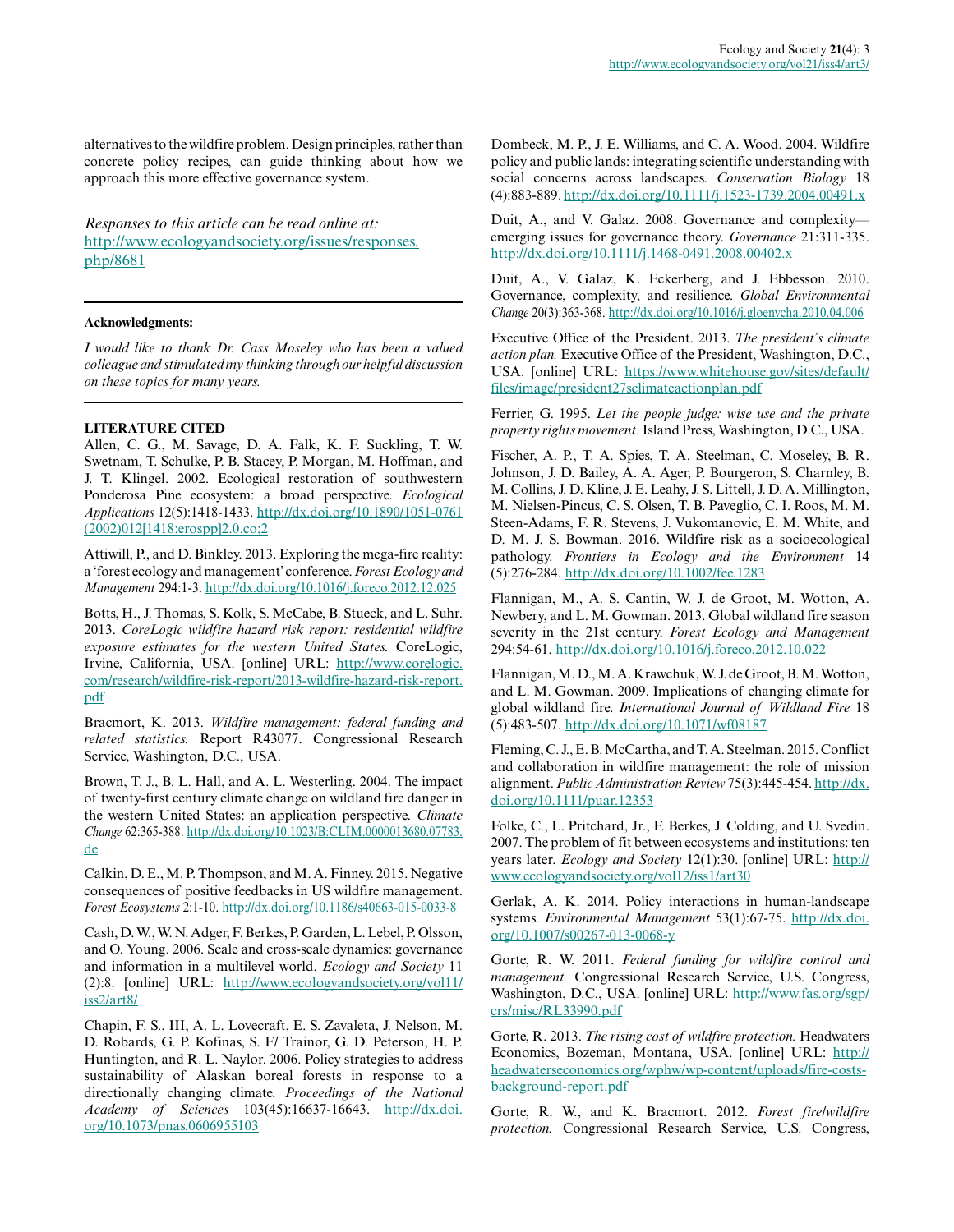alternatives to the wildfire problem. Design principles, rather than concrete policy recipes, can guide thinking about how we approach this more effective governance system.

*Responses to this article can be read online at:*
http://www.ecologyandsociety.org/issues/responses.php/8681

---

**Acknowledgments:**

*I would like to thank Dr. Cass Moseley who has been a valued colleague and stimulated my thinking through our helpful discussion on these topics for many years.*

---

**LITERATURE CITED**

Allen, C. G., M. Savage, D. A. Falk, K. F. Suckling, T. W. Swetnam, T. Schulke, P. B. Stacey, P. Morgan, M. Hoffman, and J. T. Klingel. 2002. Ecological restoration of southwestern Ponderosa Pine ecosystem: a broad perspective. *Ecological Applications* 12(5):1418-1433. http://dx.doi.org/10.1890/1051-0761(2002)012[1418:erospp]2.0.co;2

Attiwill, P., and D. Binkley. 2013. Exploring the mega-fire reality: a 'forest ecology and management' conference. *Forest Ecology and Management* 294:1-3. http://dx.doi.org/10.1016/j.foreco.2012.12.025

Botts, H., J. Thomas, S. Kolk, S. McCabe, B. Stueck, and L. Suhr. 2013. *CoreLogic wildfire hazard risk report: residential wildfire exposure estimates for the western United States.* CoreLogic, Irvine, California, USA. [online] URL: http://www.corelogic.com/research/wildfire-risk-report/2013-wildfire-hazard-risk-report.pdf

Bracmort, K. 2013. *Wildfire management: federal funding and related statistics.* Report R43077. Congressional Research Service, Washington, D.C., USA.

Brown, T. J., B. L. Hall, and A. L. Westerling. 2004. The impact of twenty-first century climate change on wildland fire danger in the western United States: an application perspective. *Climate Change* 62:365-388. http://dx.doi.org/10.1023/B:CLIM.0000013680.07783.de

Calkin, D. E., M. P. Thompson, and M. A. Finney. 2015. Negative consequences of positive feedbacks in US wildfire management. *Forest Ecosystems* 2:1-10. http://dx.doi.org/10.1186/s40663-015-0033-8

Cash, D. W., W. N. Adger, F. Berkes, P. Garden, L. Lebel, P. Olsson, and O. Young. 2006. Scale and cross-scale dynamics: governance and information in a multilevel world. *Ecology and Society* 11(2):8. [online] URL: http://www.ecologyandsociety.org/vol11/iss2/art8/

Chapin, F. S., III, A. L. Lovecraft, E. S. Zavaleta, J. Nelson, M. D. Robards, G. P. Kofinas, S. F/ Trainor, G. D. Peterson, H. P. Huntington, and R. L. Naylor. 2006. Policy strategies to address sustainability of Alaskan boreal forests in response to a directionally changing climate. *Proceedings of the National Academy of Sciences* 103(45):16637-16643. http://dx.doi.org/10.1073/pnas.0606955103

Dombeck, M. P., J. E. Williams, and C. A. Wood. 2004. Wildfire policy and public lands: integrating scientific understanding with social concerns across landscapes. *Conservation Biology* 18(4):883-889. http://dx.doi.org/10.1111/j.1523-1739.2004.00491.x

Duit, A., and V. Galaz. 2008. Governance and complexity—emerging issues for governance theory. *Governance* 21:311-335. http://dx.doi.org/10.1111/j.1468-0491.2008.00402.x

Duit, A., V. Galaz, K. Eckerberg, and J. Ebbesson. 2010. Governance, complexity, and resilience. *Global Environmental Change* 20(3):363-368. http://dx.doi.org/10.1016/j.gloenvcha.2010.04.006

Executive Office of the President. 2013. *The president's climate action plan.* Executive Office of the President, Washington, D.C., USA. [online] URL: https://www.whitehouse.gov/sites/default/files/image/president27sclimateactionplan.pdf

Ferrier, G. 1995. *Let the people judge: wise use and the private property rights movement*. Island Press, Washington, D.C., USA.

Fischer, A. P., T. A. Spies, T. A. Steelman, C. Moseley, B. R. Johnson, J. D. Bailey, A. A. Ager, P. Bourgeron, S. Charnley, B. M. Collins, J. D. Kline, J. E. Leahy, J. S. Littell, J. D. A. Millington, M. Nielsen-Pincus, C. S. Olsen, T. B. Paveglio, C. I. Roos, M. M. Steen-Adams, F. R. Stevens, J. Vukomanovic, E. M. White, and D. M. J. S. Bowman. 2016. Wildfire risk as a socioecological pathology. *Frontiers in Ecology and the Environment* 14(5):276-284. http://dx.doi.org/10.1002/fee.1283

Flannigan, M., A. S. Cantin, W. J. de Groot, M. Wotton, A. Newbery, and L. M. Gowman. 2013. Global wildland fire season severity in the 21st century. *Forest Ecology and Management* 294:54-61. http://dx.doi.org/10.1016/j.foreco.2012.10.022

Flannigan, M. D., M. A. Krawchuk, W. J. de Groot, B. M. Wotton, and L. M. Gowman. 2009. Implications of changing climate for global wildland fire. *International Journal of Wildland Fire* 18(5):483-507. http://dx.doi.org/10.1071/wf08187

Fleming, C. J., E. B. McCartha, and T. A. Steelman. 2015. Conflict and collaboration in wildfire management: the role of mission alignment. *Public Administration Review* 75(3):445-454. http://dx.doi.org/10.1111/puar.12353

Folke, C., L. Pritchard, Jr., F. Berkes, J. Colding, and U. Svedin. 2007. The problem of fit between ecosystems and institutions: ten years later. *Ecology and Society* 12(1):30. [online] URL: http://www.ecologyandsociety.org/vol12/iss1/art30

Gerlak, A. K. 2014. Policy interactions in human-landscape systems. *Environmental Management* 53(1):67-75. http://dx.doi.org/10.1007/s00267-013-0068-y

Gorte, R. W. 2011. *Federal funding for wildfire control and management.* Congressional Research Service, U.S. Congress, Washington, D.C., USA. [online] URL: http://www.fas.org/sgp/crs/misc/RL33990.pdf

Gorte, R. 2013. *The rising cost of wildfire protection.* Headwaters Economics, Bozeman, Montana, USA. [online] URL: http://headwaterseconomics.org/wphw/wp-content/uploads/fire-costs-background-report.pdf

Gorte, R. W., and K. Bracmort. 2012. *Forest fire/wildfire protection.* Congressional Research Service, U.S. Congress,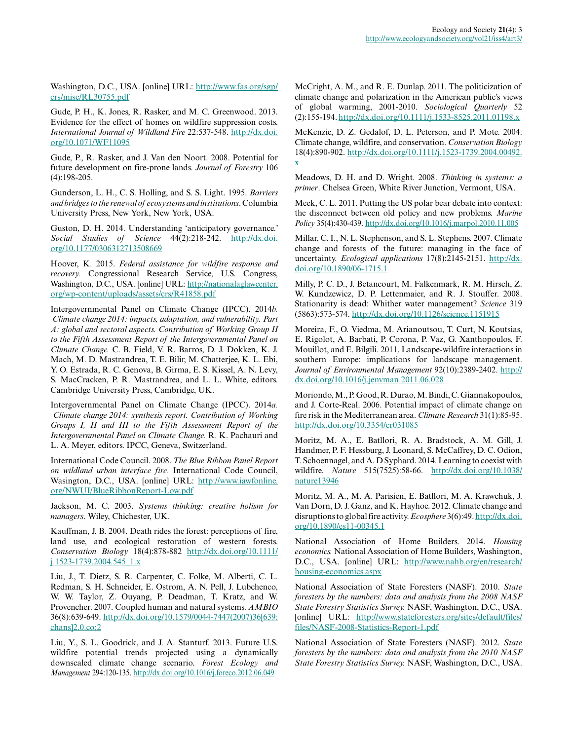Washington, D.C., USA. [online] URL: http://www.fas.org/sgp/crs/misc/RL30755.pdf

Gude, P. H., K. Jones, R. Rasker, and M. C. Greenwood. 2013. Evidence for the effect of homes on wildfire suppression costs. *International Journal of Wildland Fire* 22:537-548. http://dx.doi.org/10.1071/WF11095

Gude, P., R. Rasker, and J. Van den Noort. 2008. Potential for future development on fire-prone lands. *Journal of Forestry* 106 (4):198-205.

Gunderson, L. H., C. S. Holling, and S. S. Light. 1995. *Barriers and bridges to the renewal of ecosystems and institutions*. Columbia University Press, New York, New York, USA.

Guston, D. H. 2014. Understanding 'anticipatory governance.' *Social Studies of Science* 44(2):218-242. http://dx.doi.org/10.1177/0306312713508669

Hoover, K. 2015. *Federal assistance for wildfire response and recovery.* Congressional Research Service, U.S. Congress, Washington, D.C., USA. [online] URL: http://nationalaglawcenter.org/wp-content/uploads/assets/crs/R41858.pdf

Intergovernmental Panel on Climate Change (IPCC). 2014*b. Climate change 2014: impacts, adaptation, and vulnerability. Part A: global and sectoral aspects. Contribution of Working Group II to the Fifth Assessment Report of the Intergovernmental Panel on Climate Change.* C. B. Field, V. R. Barros, D. J. Dokken, K. J. Mach, M. D. Mastrandrea, T. E. Bilir, M. Chatterjee, K. L. Ebi, Y. O. Estrada, R. C. Genova, B. Girma, E. S. Kissel, A. N. Levy, S. MacCracken, P. R. Mastrandrea, and L. L. White, editors. Cambridge University Press, Cambridge, UK.

Intergovernmental Panel on Climate Change (IPCC). 2014*a. Climate change 2014: synthesis report. Contribution of Working Groups I, II and III to the Fifth Assessment Report of the Intergovernmental Panel on Climate Change.* R. K. Pachauri and L. A. Meyer, editors. IPCC, Geneva, Switzerland.

International Code Council. 2008. *The Blue Ribbon Panel Report on wildland urban interface fire.* International Code Council, Wasington, D.C., USA. [online] URL: http://www.iawfonline.org/NWUI/BlueRibbonReport-Low.pdf

Jackson, M. C. 2003. *Systems thinking: creative holism for managers*. Wiley, Chichester, UK.

Kauffman, J. B. 2004. Death rides the forest: perceptions of fire, land use, and ecological restoration of western forests. *Conservation Biology* 18(4):878-882 http://dx.doi.org/10.1111/j.1523-1739.2004.545_1.x

Liu, J., T. Dietz, S. R. Carpenter, C. Folke, M. Alberti, C. L. Redman, S. H. Schneider, E. Ostrom, A. N. Pell, J. Lubchenco, W. W. Taylor, Z. Ouyang, P. Deadman, T. Kratz, and W. Provencher. 2007. Coupled human and natural systems. *AMBIO* 36(8):639-649. http://dx.doi.org/10.1579/0044-7447(2007)36[639:chans]2.0.co;2

Liu, Y., S. L. Goodrick, and J. A. Stanturf. 2013. Future U.S. wildfire potential trends projected using a dynamically downscaled climate change scenario. *Forest Ecology and Management* 294:120-135. http://dx.doi.org/10.1016/j.foreco.2012.06.049

McCright, A. M., and R. E. Dunlap. 2011. The politicization of climate change and polarization in the American public's views of global warming, 2001-2010. *Sociological Quarterly* 52 (2):155-194. http://dx.doi.org/10.1111/j.1533-8525.2011.01198.x

McKenzie, D. Z. Gedalof, D. L. Peterson, and P. Mote. 2004. Climate change, wildfire, and conservation. *Conservation Biology* 18(4):890-902. http://dx.doi.org/10.1111/j.1523-1739.2004.00492.x

Meadows, D. H. and D. Wright. 2008. *Thinking in systems: a primer*. Chelsea Green, White River Junction, Vermont, USA.

Meek, C. L. 2011. Putting the US polar bear debate into context: the disconnect between old policy and new problems. *Marine Policy* 35(4):430-439. http://dx.doi.org/10.1016/j.marpol.2010.11.005

Millar, C. I., N. L. Stephenson, and S. L. Stephens. 2007. Climate change and forests of the future: managing in the face of uncertainty. *Ecological applications* 17(8):2145-2151. http://dx.doi.org/10.1890/06-1715.1

Milly, P. C. D., J. Betancourt, M. Falkenmark, R. M. Hirsch, Z. W. Kundzewicz, D. P. Lettenmaier, and R. J. Stouffer. 2008. Stationarity is dead: Whither water management? *Science* 319 (5863):573-574. http://dx.doi.org/10.1126/science.1151915

Moreira, F., O. Viedma, M. Arianoutsou, T. Curt, N. Koutsias, E. Rigolot, A. Barbati, P. Corona, P. Vaz, G. Xanthopoulos, F. Mouillot, and E. Bilgili. 2011. Landscape-wildfire interactions in southern Europe: implications for landscape management. *Journal of Environmental Management* 92(10):2389-2402. http://dx.doi.org/10.1016/j.jenvman.2011.06.028

Moriondo, M., P. Good, R. Durao, M. Bindi, C. Giannakopoulos, and J. Corte-Real. 2006. Potential impact of climate change on fire risk in the Mediterranean area. *Climate Research* 31(1):85-95. http://dx.doi.org/10.3354/cr031085

Moritz, M. A., E. Batllori, R. A. Bradstock, A. M. Gill, J. Handmer, P. F. Hessburg, J. Leonard, S. McCaffrey, D. C. Odion, T. Schoennagel, and A. D Syphard. 2014. Learning to coexist with wildfire. *Nature* 515(7525):58-66. http://dx.doi.org/10.1038/nature13946

Moritz, M. A., M. A. Parisien, E. Batllori, M. A. Krawchuk, J. Van Dorn, D. J. Ganz, and K. Hayhoe. 2012. Climate change and disruptions to global fire activity. *Ecosphere* 3(6):49. http://dx.doi.org/10.1890/es11-00345.1

National Association of Home Builders. 2014. *Housing economics.* National Association of Home Builders, Washington, D.C., USA. [online] URL: http://www.nahb.org/en/research/housing-economics.aspx

National Association of State Foresters (NASF). 2010. *State foresters by the numbers: data and analysis from the 2008 NASF State Forestry Statistics Survey.* NASF, Washington, D.C., USA. [online] URL: http://www.stateforesters.org/sites/default/files/files/NASF-2008-Statistics-Report-1.pdf

National Association of State Foresters (NASF). 2012. *State foresters by the numbers: data and analysis from the 2010 NASF State Forestry Statistics Survey.* NASF, Washington, D.C., USA.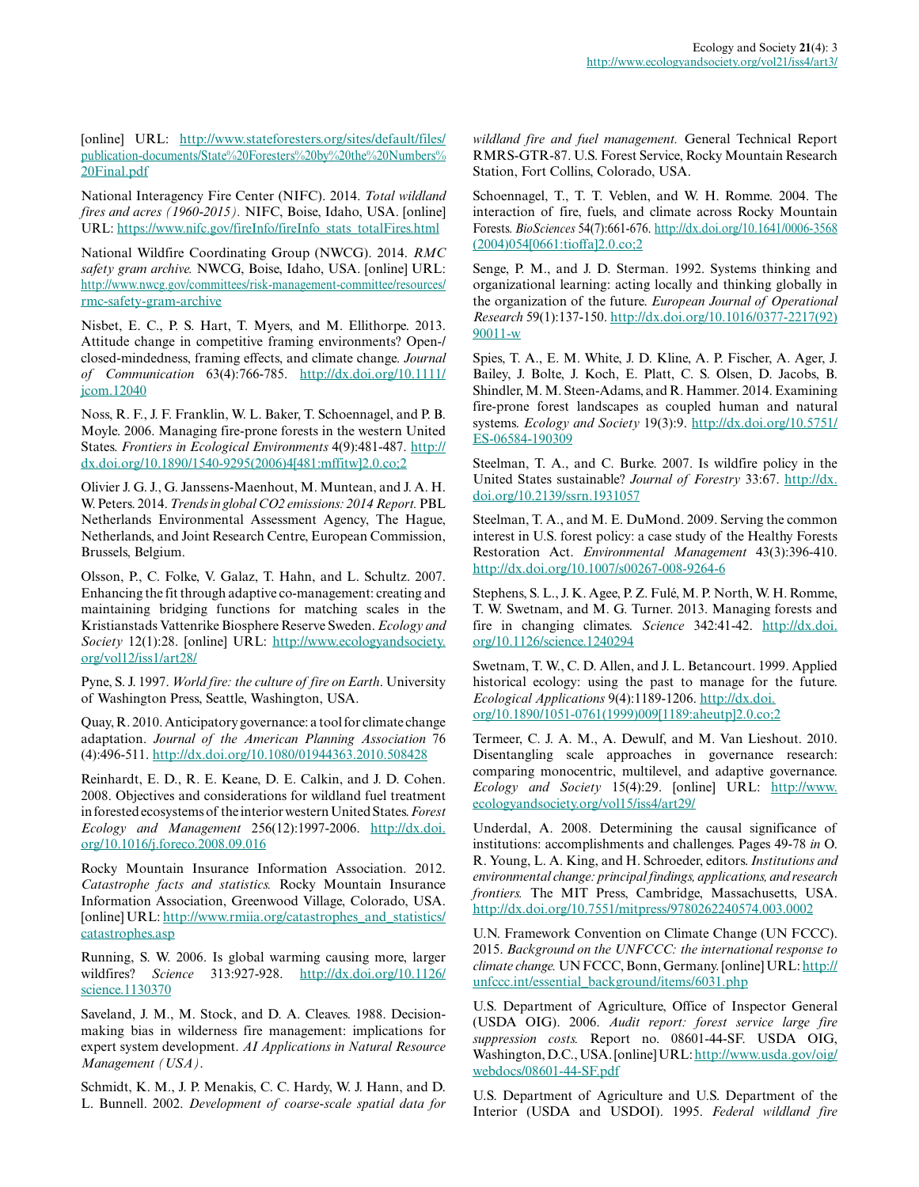[online] URL: http://www.stateforesters.org/sites/default/files/publication-documents/State%20Foresters%20by%20the%20Numbers%20Final.pdf

National Interagency Fire Center (NIFC). 2014. *Total wildland fires and acres (1960-2015).* NIFC, Boise, Idaho, USA. [online] URL: https://www.nifc.gov/fireInfo/fireInfo_stats_totalFires.html

National Wildfire Coordinating Group (NWCG). 2014. *RMC safety gram archive.* NWCG, Boise, Idaho, USA. [online] URL: http://www.nwcg.gov/committees/risk-management-committee/resources/rmc-safety-gram-archive

Nisbet, E. C., P. S. Hart, T. Myers, and M. Ellithorpe. 2013. Attitude change in competitive framing environments? Open-/closed-mindedness, framing effects, and climate change. *Journal of Communication* 63(4):766-785. http://dx.doi.org/10.1111/jcom.12040

Noss, R. F., J. F. Franklin, W. L. Baker, T. Schoennagel, and P. B. Moyle. 2006. Managing fire-prone forests in the western United States. *Frontiers in Ecological Environments* 4(9):481-487. http://dx.doi.org/10.1890/1540-9295(2006)4[481:mffitw]2.0.co;2

Olivier J. G. J., G. Janssens-Maenhout, M. Muntean, and J. A. H. W. Peters. 2014. *Trends in global CO2 emissions: 2014 Report.* PBL Netherlands Environmental Assessment Agency, The Hague, Netherlands, and Joint Research Centre, European Commission, Brussels, Belgium.

Olsson, P., C. Folke, V. Galaz, T. Hahn, and L. Schultz. 2007. Enhancing the fit through adaptive co-management: creating and maintaining bridging functions for matching scales in the Kristianstads Vattenrike Biosphere Reserve Sweden. *Ecology and Society* 12(1):28. [online] URL: http://www.ecologyandsociety.org/vol12/iss1/art28/

Pyne, S. J. 1997. *World fire: the culture of fire on Earth*. University of Washington Press, Seattle, Washington, USA.

Quay, R. 2010. Anticipatory governance: a tool for climate change adaptation. *Journal of the American Planning Association* 76 (4):496-511. http://dx.doi.org/10.1080/01944363.2010.508428

Reinhardt, E. D., R. E. Keane, D. E. Calkin, and J. D. Cohen. 2008. Objectives and considerations for wildland fuel treatment in forested ecosystems of the interior western United States. *Forest Ecology and Management* 256(12):1997-2006. http://dx.doi.org/10.1016/j.foreco.2008.09.016

Rocky Mountain Insurance Information Association. 2012. *Catastrophe facts and statistics.* Rocky Mountain Insurance Information Association, Greenwood Village, Colorado, USA. [online] URL: http://www.rmiia.org/catastrophes_and_statistics/catastrophes.asp

Running, S. W. 2006. Is global warming causing more, larger wildfires? *Science* 313:927-928. http://dx.doi.org/10.1126/science.1130370

Saveland, J. M., M. Stock, and D. A. Cleaves. 1988. Decision-making bias in wilderness fire management: implications for expert system development. *AI Applications in Natural Resource Management (USA)*.

Schmidt, K. M., J. P. Menakis, C. C. Hardy, W. J. Hann, and D. L. Bunnell. 2002. *Development of coarse-scale spatial data for wildland fire and fuel management.* General Technical Report RMRS-GTR-87. U.S. Forest Service, Rocky Mountain Research Station, Fort Collins, Colorado, USA.

Schoennagel, T., T. T. Veblen, and W. H. Romme. 2004. The interaction of fire, fuels, and climate across Rocky Mountain Forests. *BioSciences* 54(7):661-676. http://dx.doi.org/10.1641/0006-3568(2004)054[0661:tioffa]2.0.co;2

Senge, P. M., and J. D. Sterman. 1992. Systems thinking and organizational learning: acting locally and thinking globally in the organization of the future. *European Journal of Operational Research* 59(1):137-150. http://dx.doi.org/10.1016/0377-2217(92)90011-w

Spies, T. A., E. M. White, J. D. Kline, A. P. Fischer, A. Ager, J. Bailey, J. Bolte, J. Koch, E. Platt, C. S. Olsen, D. Jacobs, B. Shindler, M. M. Steen-Adams, and R. Hammer. 2014. Examining fire-prone forest landscapes as coupled human and natural systems. *Ecology and Society* 19(3):9. http://dx.doi.org/10.5751/ES-06584-190309

Steelman, T. A., and C. Burke. 2007. Is wildfire policy in the United States sustainable? *Journal of Forestry* 33:67. http://dx.doi.org/10.2139/ssrn.1931057

Steelman, T. A., and M. E. DuMond. 2009. Serving the common interest in U.S. forest policy: a case study of the Healthy Forests Restoration Act. *Environmental Management* 43(3):396-410. http://dx.doi.org/10.1007/s00267-008-9264-6

Stephens, S. L., J. K. Agee, P. Z. Fulé, M. P. North, W. H. Romme, T. W. Swetnam, and M. G. Turner. 2013. Managing forests and fire in changing climates. *Science* 342:41-42. http://dx.doi.org/10.1126/science.1240294

Swetnam, T. W., C. D. Allen, and J. L. Betancourt. 1999. Applied historical ecology: using the past to manage for the future. *Ecological Applications* 9(4):1189-1206. http://dx.doi.org/10.1890/1051-0761(1999)009[1189:aheutp]2.0.co;2

Termeer, C. J. A. M., A. Dewulf, and M. Van Lieshout. 2010. Disentangling scale approaches in governance research: comparing monocentric, multilevel, and adaptive governance. *Ecology and Society* 15(4):29. [online] URL: http://www.ecologyandsociety.org/vol15/iss4/art29/

Underdal, A. 2008. Determining the causal significance of institutions: accomplishments and challenges. Pages 49-78 *in* O. R. Young, L. A. King, and H. Schroeder, editors. *Institutions and environmental change: principal findings, applications, and research frontiers.* The MIT Press, Cambridge, Massachusetts, USA. http://dx.doi.org/10.7551/mitpress/9780262240574.003.0002

U.N. Framework Convention on Climate Change (UN FCCC). 2015. *Background on the UNFCCC: the international response to climate change.* UN FCCC, Bonn, Germany. [online] URL: http://unfccc.int/essential_background/items/6031.php

U.S. Department of Agriculture, Office of Inspector General (USDA OIG). 2006. *Audit report: forest service large fire suppression costs.* Report no. 08601-44-SF. USDA OIG, Washington, D.C., USA. [online] URL: http://www.usda.gov/oig/webdocs/08601-44-SF.pdf

U.S. Department of Agriculture and U.S. Department of the Interior (USDA and USDOI). 1995. *Federal wildland fire*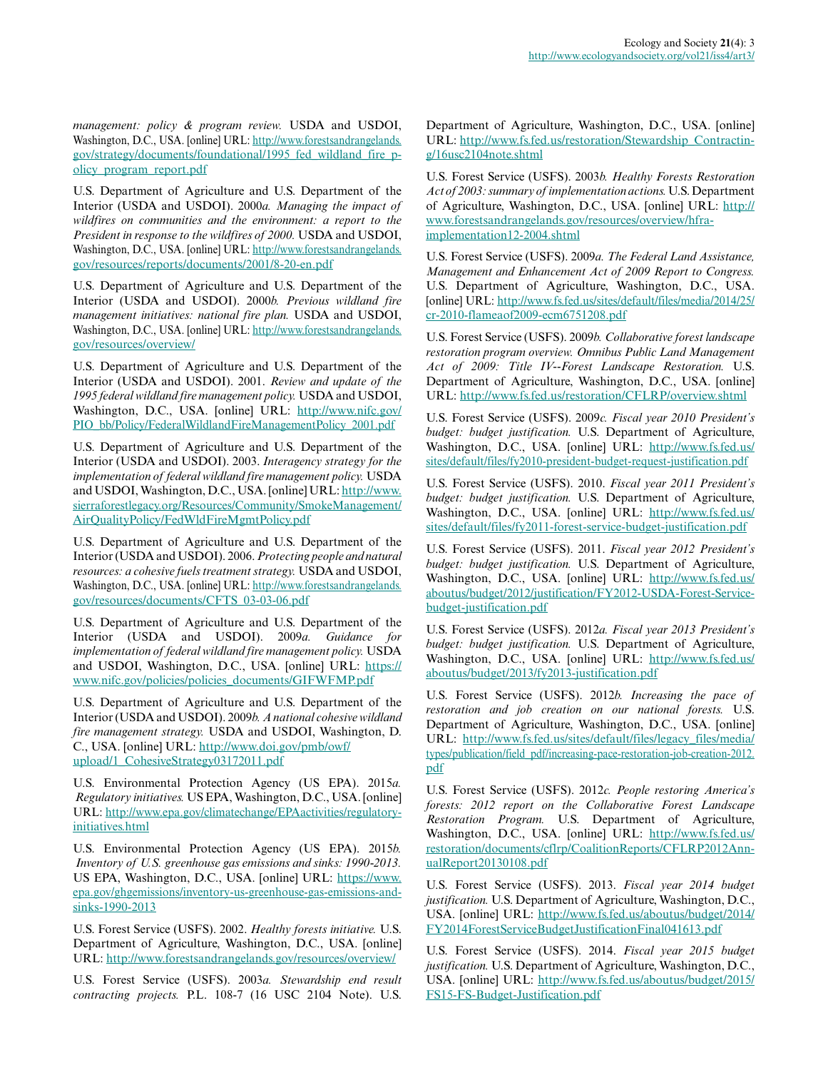*management: policy & program review.* USDA and USDOI, Washington, D.C., USA. [online] URL: http://www.forestsandrangelands.gov/strategy/documents/foundational/1995_fed_wildland_fire_policy_program_report.pdf

U.S. Department of Agriculture and U.S. Department of the Interior (USDA and USDOI). 2000*a*. *Managing the impact of wildfires on communities and the environment: a report to the President in response to the wildfires of 2000.* USDA and USDOI, Washington, D.C., USA. [online] URL: http://www.forestsandrangelands.gov/resources/reports/documents/2001/8-20-en.pdf

U.S. Department of Agriculture and U.S. Department of the Interior (USDA and USDOI). 2000*b*. *Previous wildland fire management initiatives: national fire plan.* USDA and USDOI, Washington, D.C., USA. [online] URL: http://www.forestsandrangelands.gov/resources/overview/

U.S. Department of Agriculture and U.S. Department of the Interior (USDA and USDOI). 2001. *Review and update of the 1995 federal wildland fire management policy.* USDA and USDOI, Washington, D.C., USA. [online] URL: http://www.nifc.gov/PIO_bb/Policy/FederalWildlandFireManagementPolicy_2001.pdf

U.S. Department of Agriculture and U.S. Department of the Interior (USDA and USDOI). 2003. *Interagency strategy for the implementation of federal wildland fire management policy.* USDA and USDOI, Washington, D.C., USA. [online] URL: http://www.sierraforestlegacy.org/Resources/Community/SmokeManagement/AirQualityPolicy/FedWldFireMgmtPolicy.pdf

U.S. Department of Agriculture and U.S. Department of the Interior (USDA and USDOI). 2006. *Protecting people and natural resources: a cohesive fuels treatment strategy.* USDA and USDOI, Washington, D.C., USA. [online] URL: http://www.forestsandrangelands.gov/resources/documents/CFTS_03-03-06.pdf

U.S. Department of Agriculture and U.S. Department of the Interior (USDA and USDOI). 2009*a*. *Guidance for implementation of federal wildland fire management policy.* USDA and USDOI, Washington, D.C., USA. [online] URL: https://www.nifc.gov/policies/policies_documents/GIFWFMP.pdf

U.S. Department of Agriculture and U.S. Department of the Interior (USDA and USDOI). 2009*b*. *A national cohesive wildland fire management strategy.* USDA and USDOI, Washington, D. C., USA. [online] URL: http://www.doi.gov/pmb/owf/upload/1_CohesiveStrategy03172011.pdf

U.S. Environmental Protection Agency (US EPA). 2015*a*. *Regulatory initiatives.* US EPA, Washington, D.C., USA. [online] URL: http://www.epa.gov/climatechange/EPAactivities/regulatory-initiatives.html

U.S. Environmental Protection Agency (US EPA). 2015*b*. *Inventory of U.S. greenhouse gas emissions and sinks: 1990-2013.* US EPA, Washington, D.C., USA. [online] URL: https://www.epa.gov/ghgemissions/inventory-us-greenhouse-gas-emissions-and-sinks-1990-2013

U.S. Forest Service (USFS). 2002. *Healthy forests initiative.* U.S. Department of Agriculture, Washington, D.C., USA. [online] URL: http://www.forestsandrangelands.gov/resources/overview/

U.S. Forest Service (USFS). 2003*a*. *Stewardship end result contracting projects.* P.L. 108-7 (16 USC 2104 Note). U.S. Department of Agriculture, Washington, D.C., USA. [online] URL: http://www.fs.fed.us/restoration/Stewardship_Contracting/16usc2104note.shtml

U.S. Forest Service (USFS). 2003*b*. *Healthy Forests Restoration Act of 2003: summary of implementation actions.* U.S. Department of Agriculture, Washington, D.C., USA. [online] URL: http://www.forestsandrangelands.gov/resources/overview/hfra-implementation12-2004.shtml

U.S. Forest Service (USFS). 2009*a*. *The Federal Land Assistance, Management and Enhancement Act of 2009 Report to Congress.* U.S. Department of Agriculture, Washington, D.C., USA. [online] URL: http://www.fs.fed.us/sites/default/files/media/2014/25/cr-2010-flameaof2009-ecm6751208.pdf

U.S. Forest Service (USFS). 2009*b*. *Collaborative forest landscape restoration program overview. Omnibus Public Land Management Act of 2009: Title IV--Forest Landscape Restoration.* U.S. Department of Agriculture, Washington, D.C., USA. [online] URL: http://www.fs.fed.us/restoration/CFLRP/overview.shtml

U.S. Forest Service (USFS). 2009*c*. *Fiscal year 2010 President's budget: budget justification.* U.S. Department of Agriculture, Washington, D.C., USA. [online] URL: http://www.fs.fed.us/sites/default/files/fy2010-president-budget-request-justification.pdf

U.S. Forest Service (USFS). 2010. *Fiscal year 2011 President's budget: budget justification.* U.S. Department of Agriculture, Washington, D.C., USA. [online] URL: http://www.fs.fed.us/sites/default/files/fy2011-forest-service-budget-justification.pdf

U.S. Forest Service (USFS). 2011. *Fiscal year 2012 President's budget: budget justification.* U.S. Department of Agriculture, Washington, D.C., USA. [online] URL: http://www.fs.fed.us/aboutus/budget/2012/justification/FY2012-USDA-Forest-Service-budget-justification.pdf

U.S. Forest Service (USFS). 2012*a*. *Fiscal year 2013 President's budget: budget justification.* U.S. Department of Agriculture, Washington, D.C., USA. [online] URL: http://www.fs.fed.us/aboutus/budget/2013/fy2013-justification.pdf

U.S. Forest Service (USFS). 2012*b*. *Increasing the pace of restoration and job creation on our national forests.* U.S. Department of Agriculture, Washington, D.C., USA. [online] URL: http://www.fs.fed.us/sites/default/files/legacy_files/media/types/publication/field_pdf/increasing-pace-restoration-job-creation-2012.pdf

U.S. Forest Service (USFS). 2012*c*. *People restoring America's forests: 2012 report on the Collaborative Forest Landscape Restoration Program.* U.S. Department of Agriculture, Washington, D.C., USA. [online] URL: http://www.fs.fed.us/restoration/documents/cflrp/CoalitionReports/CFLRP2012AnnualReport20130108.pdf

U.S. Forest Service (USFS). 2013. *Fiscal year 2014 budget justification.* U.S. Department of Agriculture, Washington, D.C., USA. [online] URL: http://www.fs.fed.us/aboutus/budget/2014/FY2014ForestServiceBudgetJustificationFinal041613.pdf

U.S. Forest Service (USFS). 2014. *Fiscal year 2015 budget justification.* U.S. Department of Agriculture, Washington, D.C., USA. [online] URL: http://www.fs.fed.us/aboutus/budget/2015/FS15-FS-Budget-Justification.pdf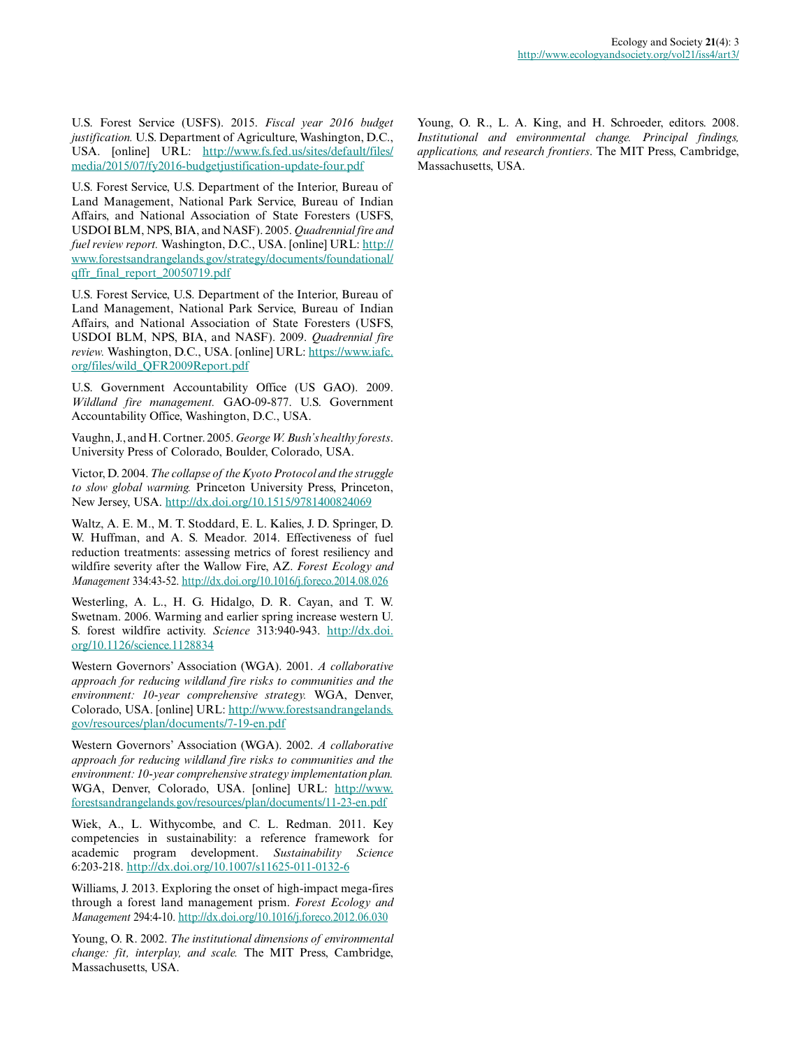U.S. Forest Service (USFS). 2015. *Fiscal year 2016 budget justification.* U.S. Department of Agriculture, Washington, D.C., USA. [online] URL: http://www.fs.fed.us/sites/default/files/media/2015/07/fy2016-budgetjustification-update-four.pdf

U.S. Forest Service, U.S. Department of the Interior, Bureau of Land Management, National Park Service, Bureau of Indian Affairs, and National Association of State Foresters (USFS, USDOI BLM, NPS, BIA, and NASF). 2005. *Quadrennial fire and fuel review report.* Washington, D.C., USA. [online] URL: http://www.forestsandrangelands.gov/strategy/documents/foundational/qffr_final_report_20050719.pdf

U.S. Forest Service, U.S. Department of the Interior, Bureau of Land Management, National Park Service, Bureau of Indian Affairs, and National Association of State Foresters (USFS, USDOI BLM, NPS, BIA, and NASF). 2009. *Quadrennial fire review.* Washington, D.C., USA. [online] URL: https://www.iafc.org/files/wild_QFR2009Report.pdf

U.S. Government Accountability Office (US GAO). 2009. *Wildland fire management.* GAO-09-877. U.S. Government Accountability Office, Washington, D.C., USA.

Vaughn, J., and H. Cortner. 2005. *George W. Bush's healthy forests*. University Press of Colorado, Boulder, Colorado, USA.

Victor, D. 2004. *The collapse of the Kyoto Protocol and the struggle to slow global warming.* Princeton University Press, Princeton, New Jersey, USA. http://dx.doi.org/10.1515/9781400824069

Waltz, A. E. M., M. T. Stoddard, E. L. Kalies, J. D. Springer, D. W. Huffman, and A. S. Meador. 2014. Effectiveness of fuel reduction treatments: assessing metrics of forest resiliency and wildfire severity after the Wallow Fire, AZ. *Forest Ecology and Management* 334:43-52. http://dx.doi.org/10.1016/j.foreco.2014.08.026

Westerling, A. L., H. G. Hidalgo, D. R. Cayan, and T. W. Swetnam. 2006. Warming and earlier spring increase western U. S. forest wildfire activity. *Science* 313:940-943. http://dx.doi.org/10.1126/science.1128834

Western Governors' Association (WGA). 2001. *A collaborative approach for reducing wildland fire risks to communities and the environment: 10-year comprehensive strategy.* WGA, Denver, Colorado, USA. [online] URL: http://www.forestsandrangelands.gov/resources/plan/documents/7-19-en.pdf

Western Governors' Association (WGA). 2002. *A collaborative approach for reducing wildland fire risks to communities and the environment: 10-year comprehensive strategy implementation plan.* WGA, Denver, Colorado, USA. [online] URL: http://www.forestsandrangelands.gov/resources/plan/documents/11-23-en.pdf

Wiek, A., L. Withycombe, and C. L. Redman. 2011. Key competencies in sustainability: a reference framework for academic program development. *Sustainability Science* 6:203-218. http://dx.doi.org/10.1007/s11625-011-0132-6

Williams, J. 2013. Exploring the onset of high-impact mega-fires through a forest land management prism. *Forest Ecology and Management* 294:4-10. http://dx.doi.org/10.1016/j.foreco.2012.06.030

Young, O. R. 2002. *The institutional dimensions of environmental change: fit, interplay, and scale.* The MIT Press, Cambridge, Massachusetts, USA.

Young, O. R., L. A. King, and H. Schroeder, editors. 2008. *Institutional and environmental change. Principal findings, applications, and research frontiers*. The MIT Press, Cambridge, Massachusetts, USA.